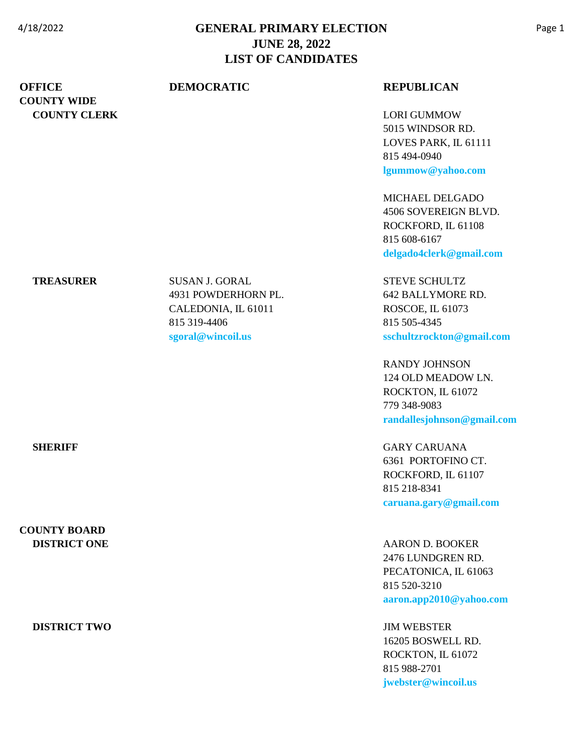# GENERAL PRIMARY ELECTION
## JUNE 28, 2022
## LIST OF CANDIDATES

| OFFICE | DEMOCRATIC | REPUBLICAN |
|---|---|---|
| **COUNTY WIDE** | | |
| **COUNTY CLERK** | | LORI GUMMOW<br>5015 WINDSOR RD.<br>LOVES PARK, IL 61111<br>815 494-0940<br>**lgummow@yahoo.com** |
| | | MICHAEL DELGADO<br>4506 SOVEREIGN BLVD.<br>ROCKFORD, IL 61108<br>815 608-6167<br>**delgado4clerk@gmail.com** |
| **TREASURER** | SUSAN J. GORAL<br>4931 POWDERHORN PL.<br>CALEDONIA, IL 61011<br>815 319-4406<br>**sgoral@wincoil.us** | STEVE SCHULTZ<br>642 BALLYMORE RD.<br>ROSCOE, IL 61073<br>815 505-4345<br>**sschultzrockton@gmail.com** |
| | | RANDY JOHNSON<br>124 OLD MEADOW LN.<br>ROCKTON, IL 61072<br>779 348-9083<br>**randallesjohnson@gmail.com** |
| **SHERIFF** | | GARY CARUANA<br>6361 PORTOFINO CT.<br>ROCKFORD, IL 61107<br>815 218-8341<br>**caruana.gary@gmail.com** |
| **COUNTY BOARD** | | |
| **DISTRICT ONE** | | AARON D. BOOKER<br>2476 LUNDGREN RD.<br>PECATONICA, IL 61063<br>815 520-3210<br>**aaron.app2010@yahoo.com** |
| **DISTRICT TWO** | | JIM WEBSTER<br>16205 BOSWELL RD.<br>ROCKTON, IL 61072<br>815 988-2701<br>**jwebster@wincoil.us** |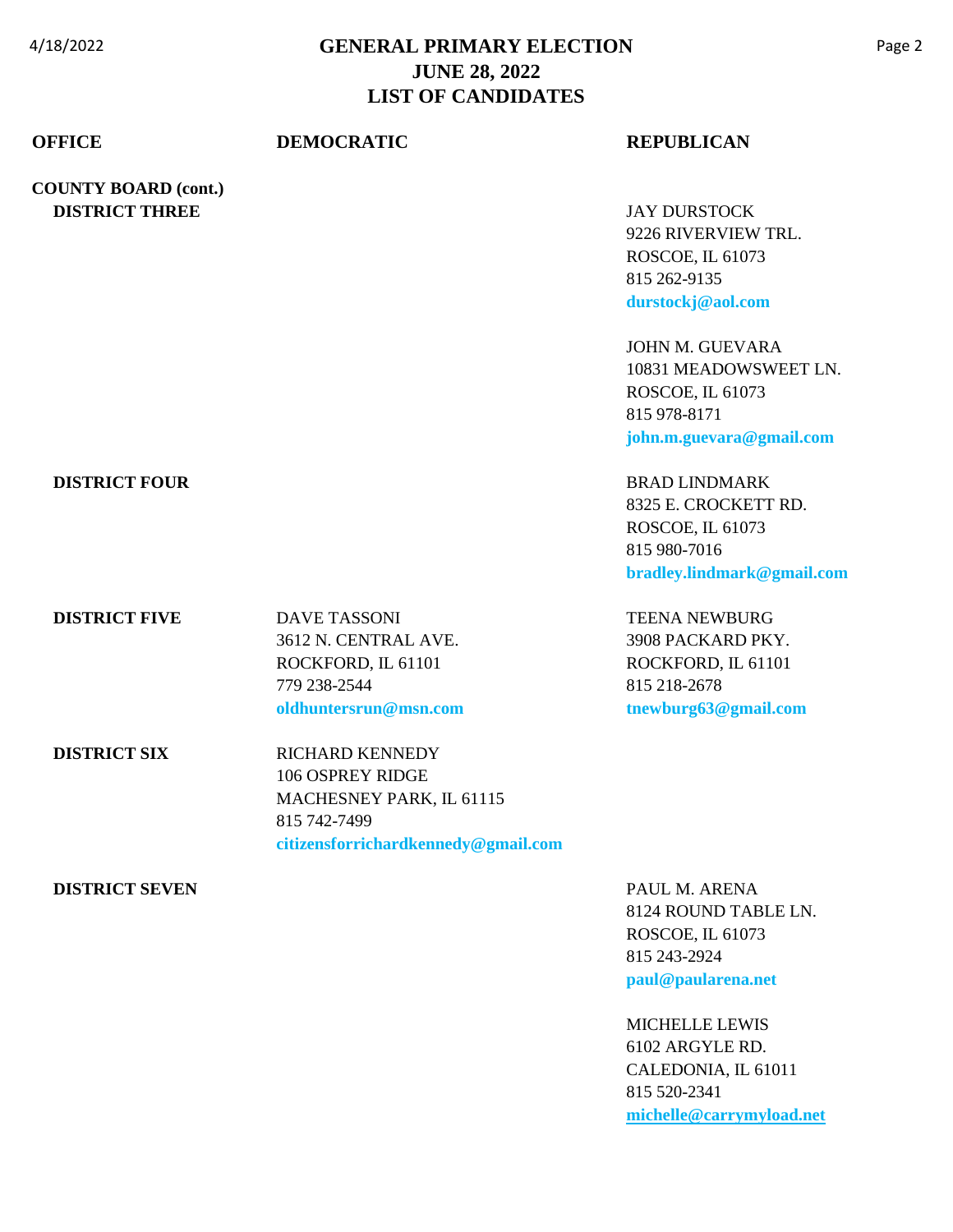# GENERAL PRIMARY ELECTION
## JUNE 28, 2022
## LIST OF CANDIDATES

| OFFICE | DEMOCRATIC | REPUBLICAN |
|---|---|---|
| **COUNTY BOARD (cont.)** | | |
| **DISTRICT THREE** | | JAY DURSTOCK<br>9226 RIVERVIEW TRL.<br>ROSCOE, IL 61073<br>815 262-9135<br>**durstockj@aol.com** |
| | | JOHN M. GUEVARA<br>10831 MEADOWSWEET LN.<br>ROSCOE, IL 61073<br>815 978-8171<br>**john.m.guevara@gmail.com** |
| **DISTRICT FOUR** | | BRAD LINDMARK<br>8325 E. CROCKETT RD.<br>ROSCOE, IL 61073<br>815 980-7016<br>**bradley.lindmark@gmail.com** |
| **DISTRICT FIVE** | DAVE TASSONI<br>3612 N. CENTRAL AVE.<br>ROCKFORD, IL 61101<br>779 238-2544<br>**oldhuntersrun@msn.com** | TEENA NEWBURG<br>3908 PACKARD PKY.<br>ROCKFORD, IL 61101<br>815 218-2678<br>**tnewburg63@gmail.com** |
| **DISTRICT SIX** | RICHARD KENNEDY<br>106 OSPREY RIDGE<br>MACHESNEY PARK, IL 61115<br>815 742-7499<br>**citizensforrichardkennedy@gmail.com** | |
| **DISTRICT SEVEN** | | PAUL M. ARENA<br>8124 ROUND TABLE LN.<br>ROSCOE, IL 61073<br>815 243-2924<br>**paul@paularena.net** |
| | | MICHELLE LEWIS<br>6102 ARGYLE RD.<br>CALEDONIA, IL 61011<br>815 520-2341<br>**michelle@carrymyload.net** |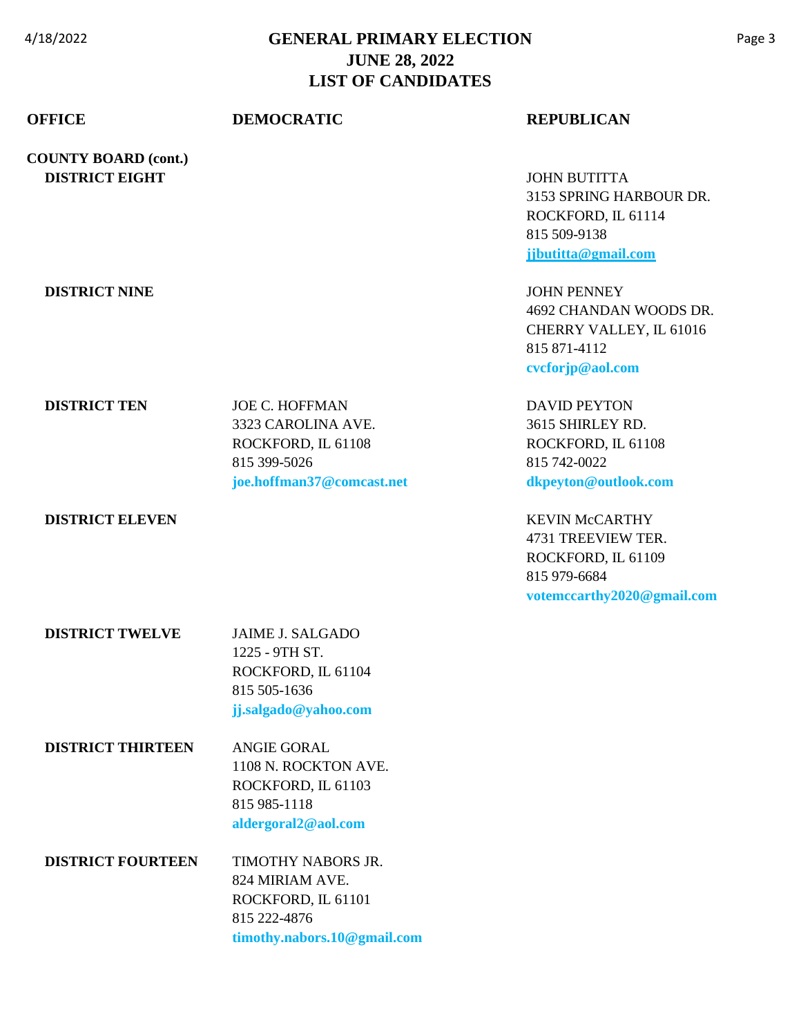# GENERAL PRIMARY ELECTION
## JUNE 28, 2022
## LIST OF CANDIDATES

| OFFICE | DEMOCRATIC | REPUBLICAN |
|---|---|---|
| **COUNTY BOARD (cont.)** | | |
| **DISTRICT EIGHT** | | JOHN BUTITTA<br>3153 SPRING HARBOUR DR.<br>ROCKFORD, IL 61114<br>815 509-9138<br>jjbutitta@gmail.com |
| **DISTRICT NINE** | | JOHN PENNEY<br>4692 CHANDAN WOODS DR.<br>CHERRY VALLEY, IL 61016<br>815 871-4112<br>cvcforjp@aol.com |
| **DISTRICT TEN** | JOE C. HOFFMAN<br>3323 CAROLINA AVE.<br>ROCKFORD, IL 61108<br>815 399-5026<br>joe.hoffman37@comcast.net | DAVID PEYTON<br>3615 SHIRLEY RD.<br>ROCKFORD, IL 61108<br>815 742-0022<br>dkpeyton@outlook.com |
| **DISTRICT ELEVEN** | | KEVIN McCARTHY<br>4731 TREEVIEW TER.<br>ROCKFORD, IL 61109<br>815 979-6684<br>votemccarthy2020@gmail.com |
| **DISTRICT TWELVE** | JAIME J. SALGADO<br>1225 - 9TH ST.<br>ROCKFORD, IL 61104<br>815 505-1636<br>jj.salgado@yahoo.com | |
| **DISTRICT THIRTEEN** | ANGIE GORAL<br>1108 N. ROCKTON AVE.<br>ROCKFORD, IL 61103<br>815 985-1118<br>aldergoral2@aol.com | |
| **DISTRICT FOURTEEN** | TIMOTHY NABORS JR.<br>824 MIRIAM AVE.<br>ROCKFORD, IL 61101<br>815 222-4876<br>timothy.nabors.10@gmail.com | |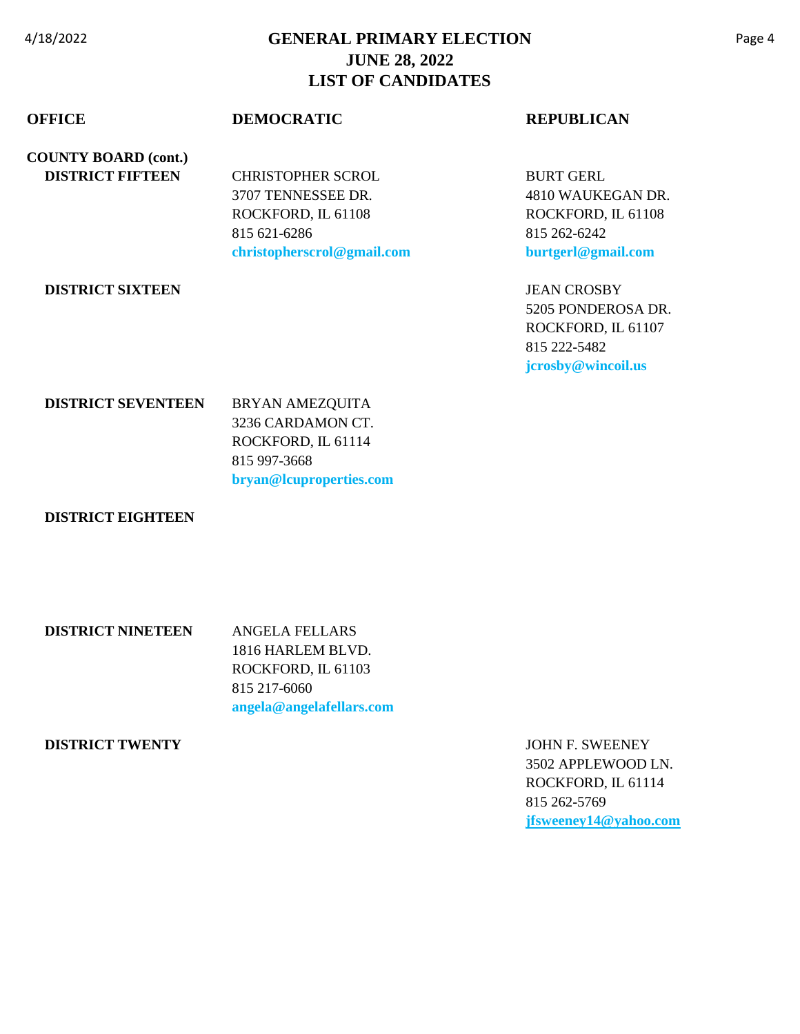# GENERAL PRIMARY ELECTION
# JUNE 28, 2022
# LIST OF CANDIDATES

| OFFICE | DEMOCRATIC | REPUBLICAN |
|---|---|---|
| **COUNTY BOARD (cont.)** | | |
| **DISTRICT FIFTEEN** | CHRISTOPHER SCROL<br>3707 TENNESSEE DR.<br>ROCKFORD, IL 61108<br>815 621-6286<br>**christopherscrol@gmail.com** | BURT GERL<br>4810 WAUKEGAN DR.<br>ROCKFORD, IL 61108<br>815 262-6242<br>**burtgerl@gmail.com** |
| **DISTRICT SIXTEEN** | | JEAN CROSBY<br>5205 PONDEROSA DR.<br>ROCKFORD, IL 61107<br>815 222-5482<br>**jcrosby@wincoil.us** |
| **DISTRICT SEVENTEEN** | BRYAN AMEZQUITA<br>3236 CARDAMON CT.<br>ROCKFORD, IL 61114<br>815 997-3668<br>**bryan@lcuproperties.com** | |
| **DISTRICT EIGHTEEN** | | |
| **DISTRICT NINETEEN** | ANGELA FELLARS<br>1816 HARLEM BLVD.<br>ROCKFORD, IL 61103<br>815 217-6060<br>**angela@angelafellars.com** | |
| **DISTRICT TWENTY** | | JOHN F. SWEENEY<br>3502 APPLEWOOD LN.<br>ROCKFORD, IL 61114<br>815 262-5769<br>**jfsweeney14@yahoo.com** |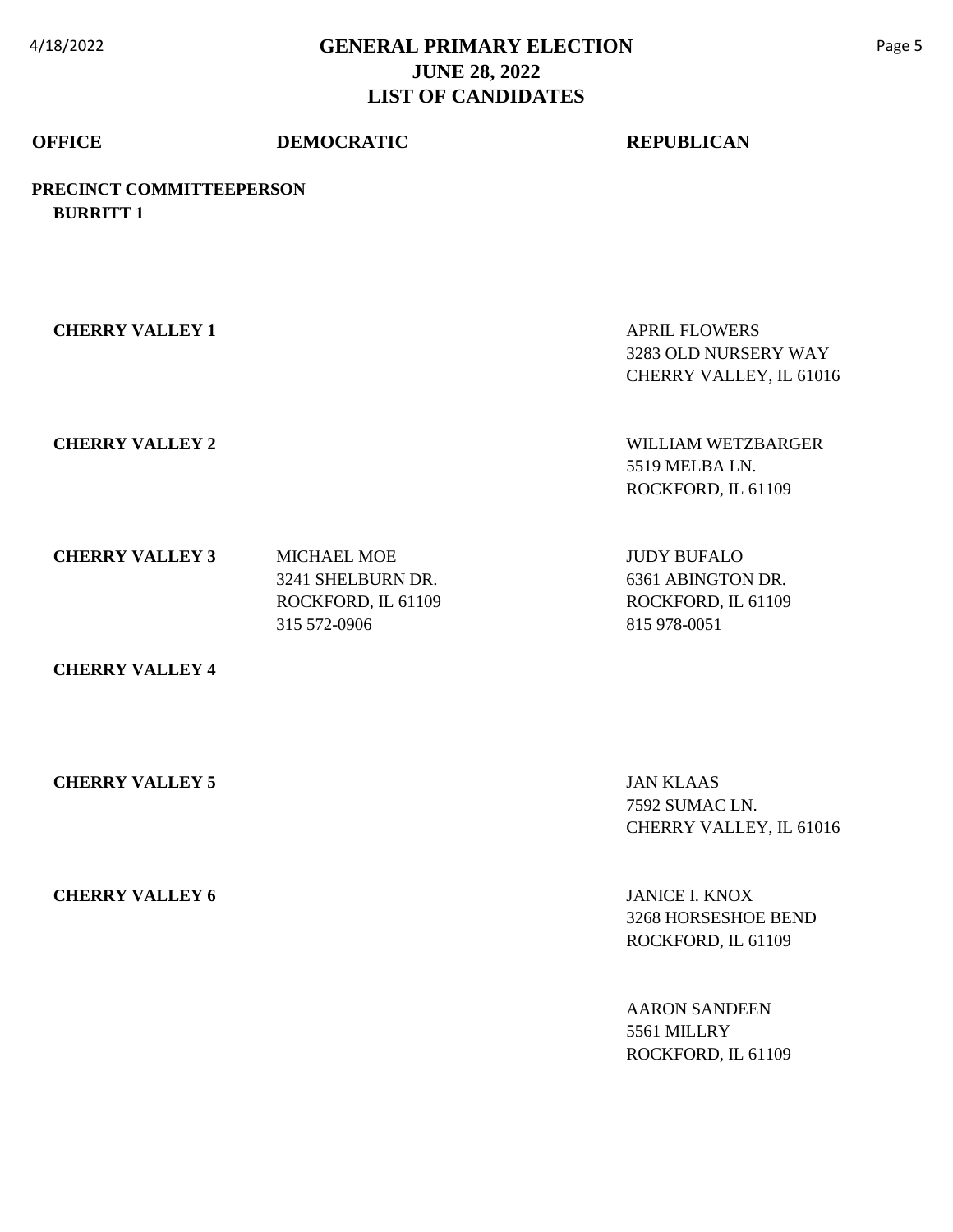# GENERAL PRIMARY ELECTION
# JUNE 28, 2022
# LIST OF CANDIDATES

| OFFICE | DEMOCRATIC | REPUBLICAN |
| --- | --- | --- |
| **PRECINCT COMMITTEEPERSON** | | |
| **BURRITT 1** | | |
| **CHERRY VALLEY 1** | | APRIL FLOWERS<br>3283 OLD NURSERY WAY<br>CHERRY VALLEY, IL 61016 |
| **CHERRY VALLEY 2** | | WILLIAM WETZBARGER<br>5519 MELBA LN.<br>ROCKFORD, IL 61109 |
| **CHERRY VALLEY 3** | MICHAEL MOE<br>3241 SHELBURN DR.<br>ROCKFORD, IL 61109<br>315 572-0906 | JUDY BUFALO<br>6361 ABINGTON DR.<br>ROCKFORD, IL 61109<br>815 978-0051 |
| **CHERRY VALLEY 4** | | |
| **CHERRY VALLEY 5** | | JAN KLAAS<br>7592 SUMAC LN.<br>CHERRY VALLEY, IL 61016 |
| **CHERRY VALLEY 6** | | JANICE I. KNOX<br>3268 HORSESHOE BEND<br>ROCKFORD, IL 61109 |
| | | AARON SANDEEN<br>5561 MILLRY<br>ROCKFORD, IL 61109 |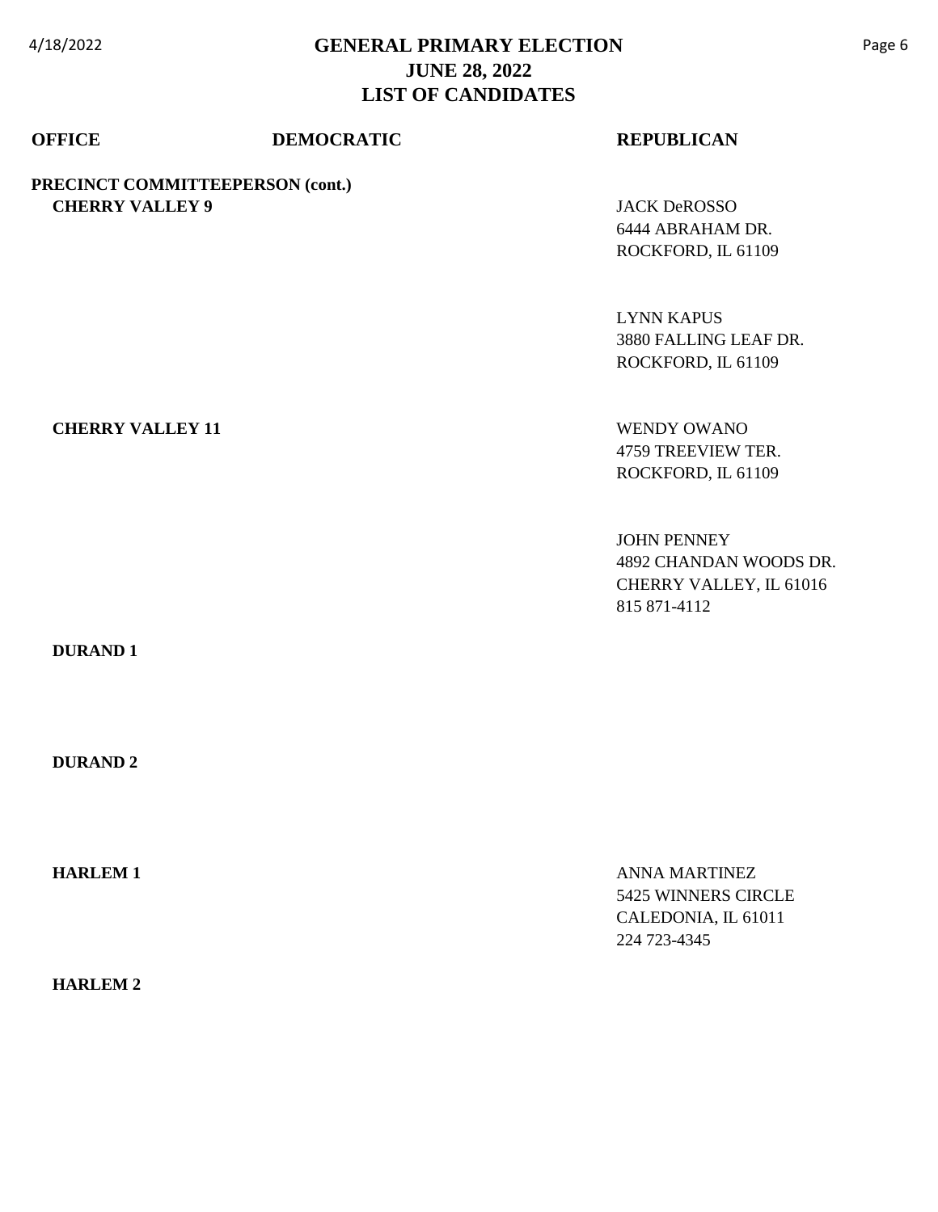# GENERAL PRIMARY ELECTION
## JUNE 28, 2022
## LIST OF CANDIDATES

| OFFICE | DEMOCRATIC | REPUBLICAN |
|---|---|---|
| **PRECINCT COMMITTEEPERSON (cont.)** | | |
| **CHERRY VALLEY 9** | | JACK DeROSSO<br>6444 ABRAHAM DR.<br>ROCKFORD, IL 61109 |
| | | LYNN KAPUS<br>3880 FALLING LEAF DR.<br>ROCKFORD, IL 61109 |
| **CHERRY VALLEY 11** | | WENDY OWANO<br>4759 TREEVIEW TER.<br>ROCKFORD, IL 61109 |
| | | JOHN PENNEY<br>4892 CHANDAN WOODS DR.<br>CHERRY VALLEY, IL 61016<br>815 871-4112 |
| **DURAND 1** | | |
| **DURAND 2** | | |
| **HARLEM 1** | | ANNA MARTINEZ<br>5425 WINNERS CIRCLE<br>CALEDONIA, IL 61011<br>224 723-4345 |
| **HARLEM 2** | | |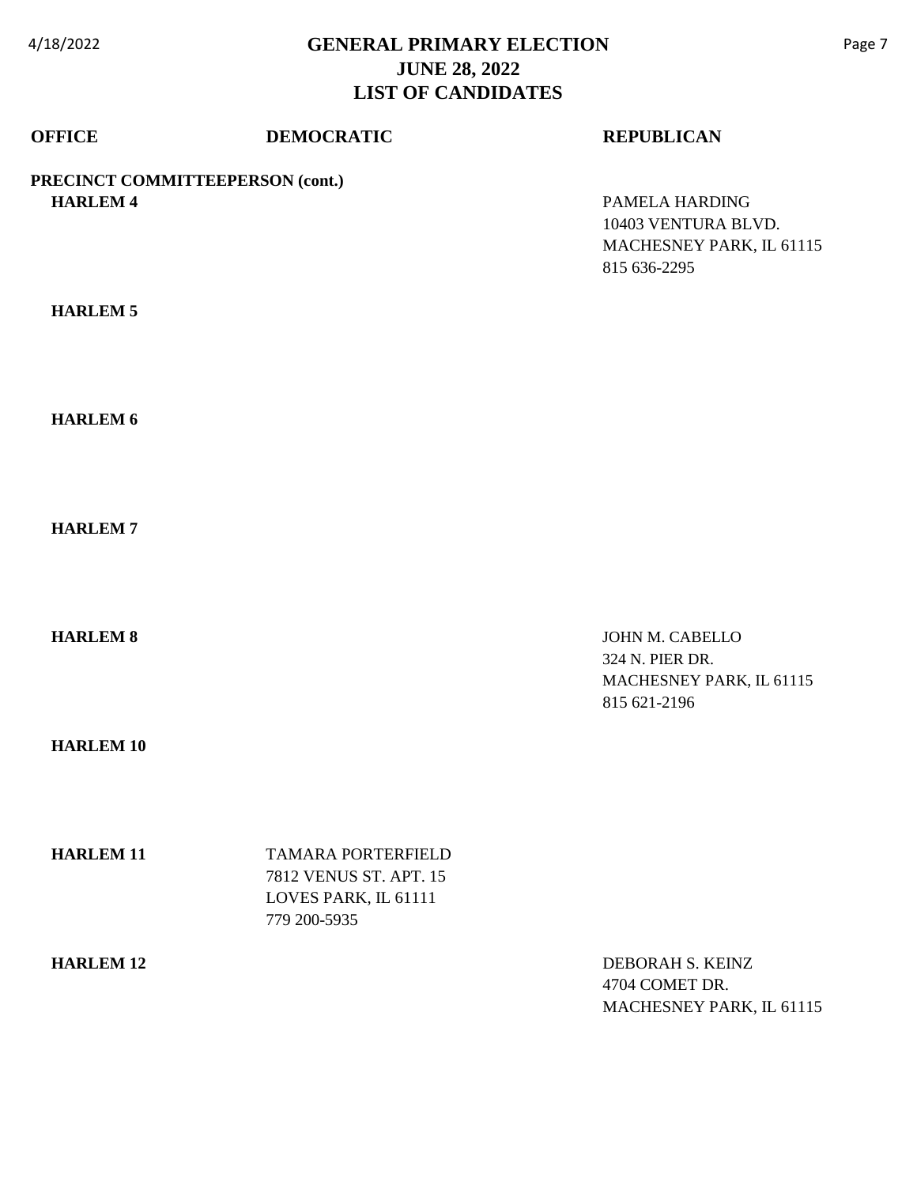# GENERAL PRIMARY ELECTION
# JUNE 28, 2022
# LIST OF CANDIDATES

| OFFICE | DEMOCRATIC | REPUBLICAN |
|---|---|---|
| **PRECINCT COMMITTEEPERSON (cont.)** | | |
| **HARLEM 4** | | PAMELA HARDING<br>10403 VENTURA BLVD.<br>MACHESNEY PARK, IL 61115<br>815 636-2295 |
| **HARLEM 5** | | |
| **HARLEM 6** | | |
| **HARLEM 7** | | |
| **HARLEM 8** | | JOHN M. CABELLO<br>324 N. PIER DR.<br>MACHESNEY PARK, IL 61115<br>815 621-2196 |
| **HARLEM 10** | | |
| **HARLEM 11** | TAMARA PORTERFIELD<br>7812 VENUS ST. APT. 15<br>LOVES PARK, IL 61111<br>779 200-5935 | |
| **HARLEM 12** | | DEBORAH S. KEINZ<br>4704 COMET DR.<br>MACHESNEY PARK, IL 61115 |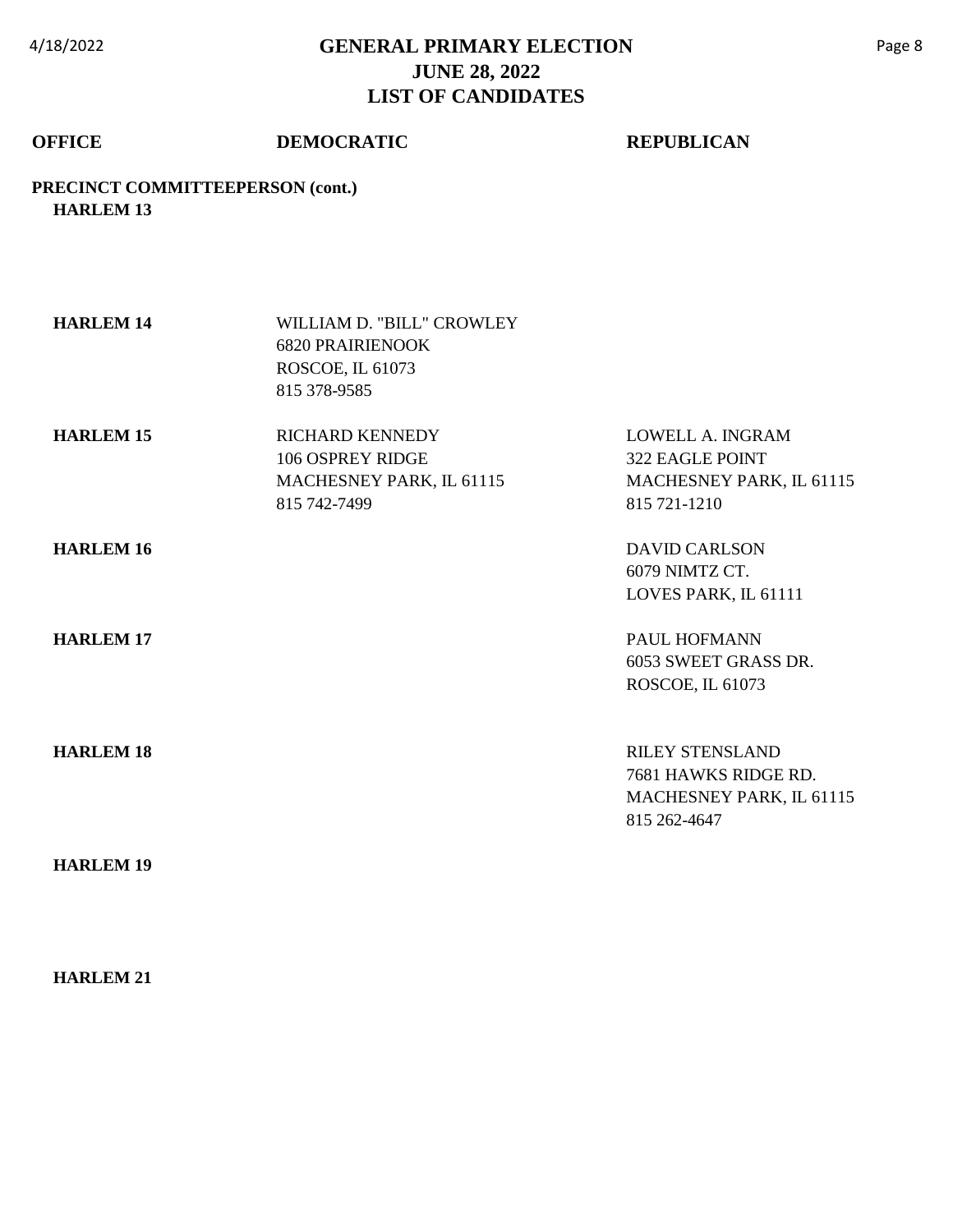# GENERAL PRIMARY ELECTION
# JUNE 28, 2022
# LIST OF CANDIDATES

| OFFICE | DEMOCRATIC | REPUBLICAN |
|---|---|---|
| **PRECINCT COMMITTEEPERSON (cont.)** | | |
| **HARLEM 13** | | |
| **HARLEM 14** | WILLIAM D. "BILL" CROWLEY<br>6820 PRAIRIENOOK<br>ROSCOE, IL 61073<br>815 378-9585 | |
| **HARLEM 15** | RICHARD KENNEDY<br>106 OSPREY RIDGE<br>MACHESNEY PARK, IL 61115<br>815 742-7499 | LOWELL A. INGRAM<br>322 EAGLE POINT<br>MACHESNEY PARK, IL 61115<br>815 721-1210 |
| **HARLEM 16** | | DAVID CARLSON<br>6079 NIMTZ CT.<br>LOVES PARK, IL 61111 |
| **HARLEM 17** | | PAUL HOFMANN<br>6053 SWEET GRASS DR.<br>ROSCOE, IL 61073 |
| **HARLEM 18** | | RILEY STENSLAND<br>7681 HAWKS RIDGE RD.<br>MACHESNEY PARK, IL 61115<br>815 262-4647 |
| **HARLEM 19** | | |
| **HARLEM 21** | | |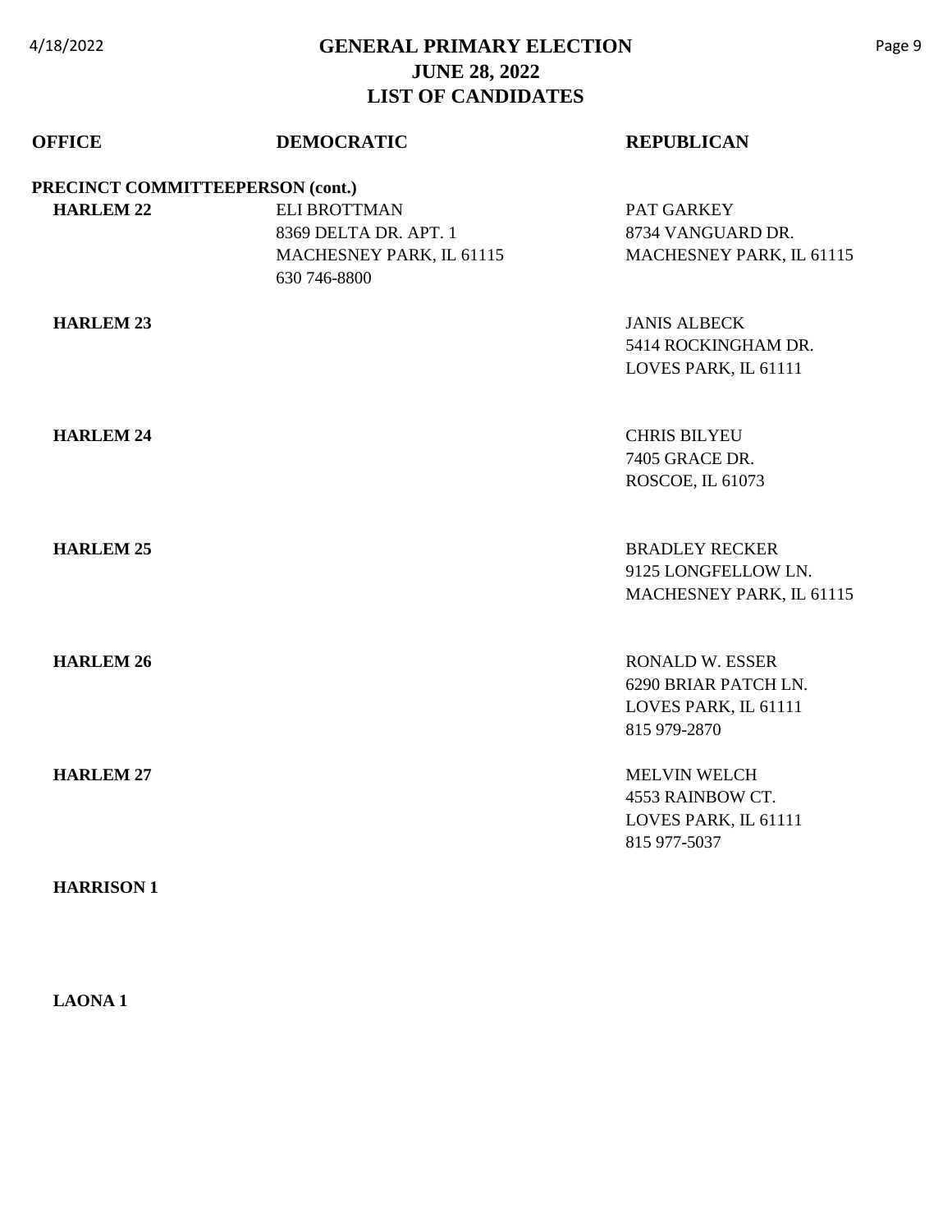# GENERAL PRIMARY ELECTION
## JUNE 28, 2022
## LIST OF CANDIDATES

| OFFICE | DEMOCRATIC | REPUBLICAN |
|---|---|---|
| **PRECINCT COMMITTEEPERSON (cont.)** | | |
| **HARLEM 22** | ELI BROTTMAN<br>8369 DELTA DR. APT. 1<br>MACHESNEY PARK, IL 61115<br>630 746-8800 | PAT GARKEY<br>8734 VANGUARD DR.<br>MACHESNEY PARK, IL 61115 |
| **HARLEM 23** | | JANIS ALBECK<br>5414 ROCKINGHAM DR.<br>LOVES PARK, IL 61111 |
| **HARLEM 24** | | CHRIS BILYEU<br>7405 GRACE DR.<br>ROSCOE, IL 61073 |
| **HARLEM 25** | | BRADLEY RECKER<br>9125 LONGFELLOW LN.<br>MACHESNEY PARK, IL 61115 |
| **HARLEM 26** | | RONALD W. ESSER<br>6290 BRIAR PATCH LN.<br>LOVES PARK, IL 61111<br>815 979-2870 |
| **HARLEM 27** | | MELVIN WELCH<br>4553 RAINBOW CT.<br>LOVES PARK, IL 61111<br>815 977-5037 |
| **HARRISON 1** | | |
| **LAONA 1** | | |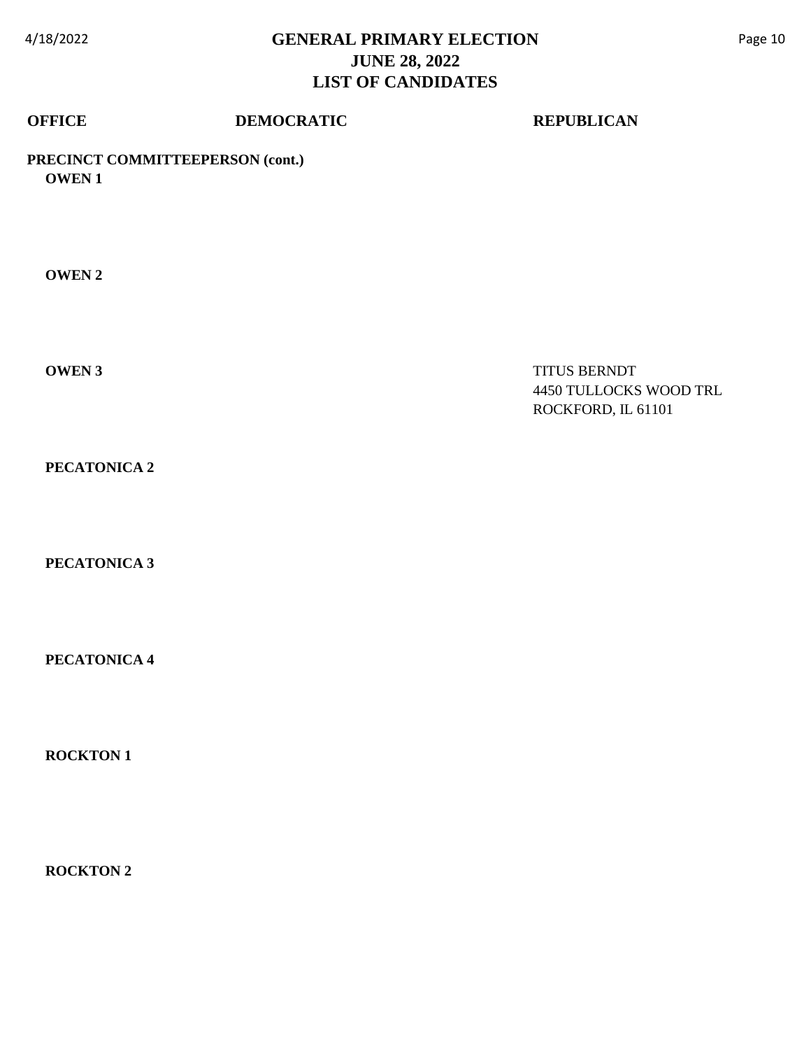# GENERAL PRIMARY ELECTION
## JUNE 28, 2022
## LIST OF CANDIDATES

| OFFICE | DEMOCRATIC | REPUBLICAN |
|---|---|---|
| **PRECINCT COMMITTEEPERSON (cont.)** | | |
| **OWEN 1** | | |
| **OWEN 2** | | |
| **OWEN 3** | | TITUS BERNDT<br>4450 TULLOCKS WOOD TRL<br>ROCKFORD, IL 61101 |
| **PECATONICA 2** | | |
| **PECATONICA 3** | | |
| **PECATONICA 4** | | |
| **ROCKTON 1** | | |
| **ROCKTON 2** | | |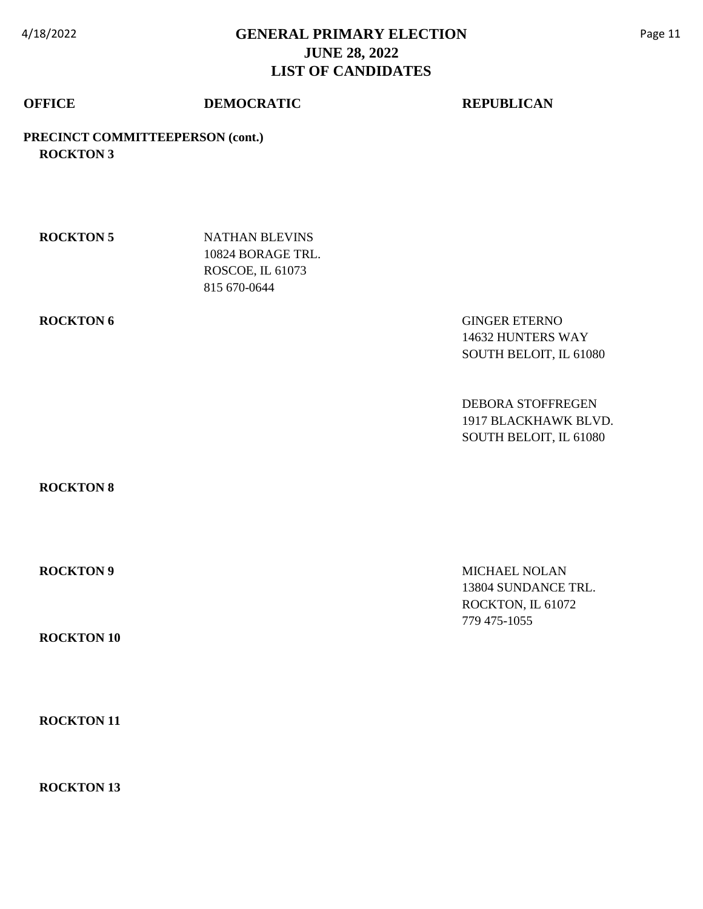# GENERAL PRIMARY ELECTION
# JUNE 28, 2022
# LIST OF CANDIDATES

| OFFICE | DEMOCRATIC | REPUBLICAN |
|---|---|---|
| **PRECINCT COMMITTEEPERSON (cont.)** | | |
| **ROCKTON 3** | | |
| **ROCKTON 5** | NATHAN BLEVINS<br>10824 BORAGE TRL.<br>ROSCOE, IL 61073<br>815 670-0644 | |
| **ROCKTON 6** | | GINGER ETERNO<br>14632 HUNTERS WAY<br>SOUTH BELOIT, IL 61080 |
| | | DEBORA STOFFREGEN<br>1917 BLACKHAWK BLVD.<br>SOUTH BELOIT, IL 61080 |
| **ROCKTON 8** | | |
| **ROCKTON 9** | | MICHAEL NOLAN<br>13804 SUNDANCE TRL.<br>ROCKTON, IL 61072<br>779 475-1055 |
| **ROCKTON 10** | | |
| **ROCKTON 11** | | |
| **ROCKTON 13** | | |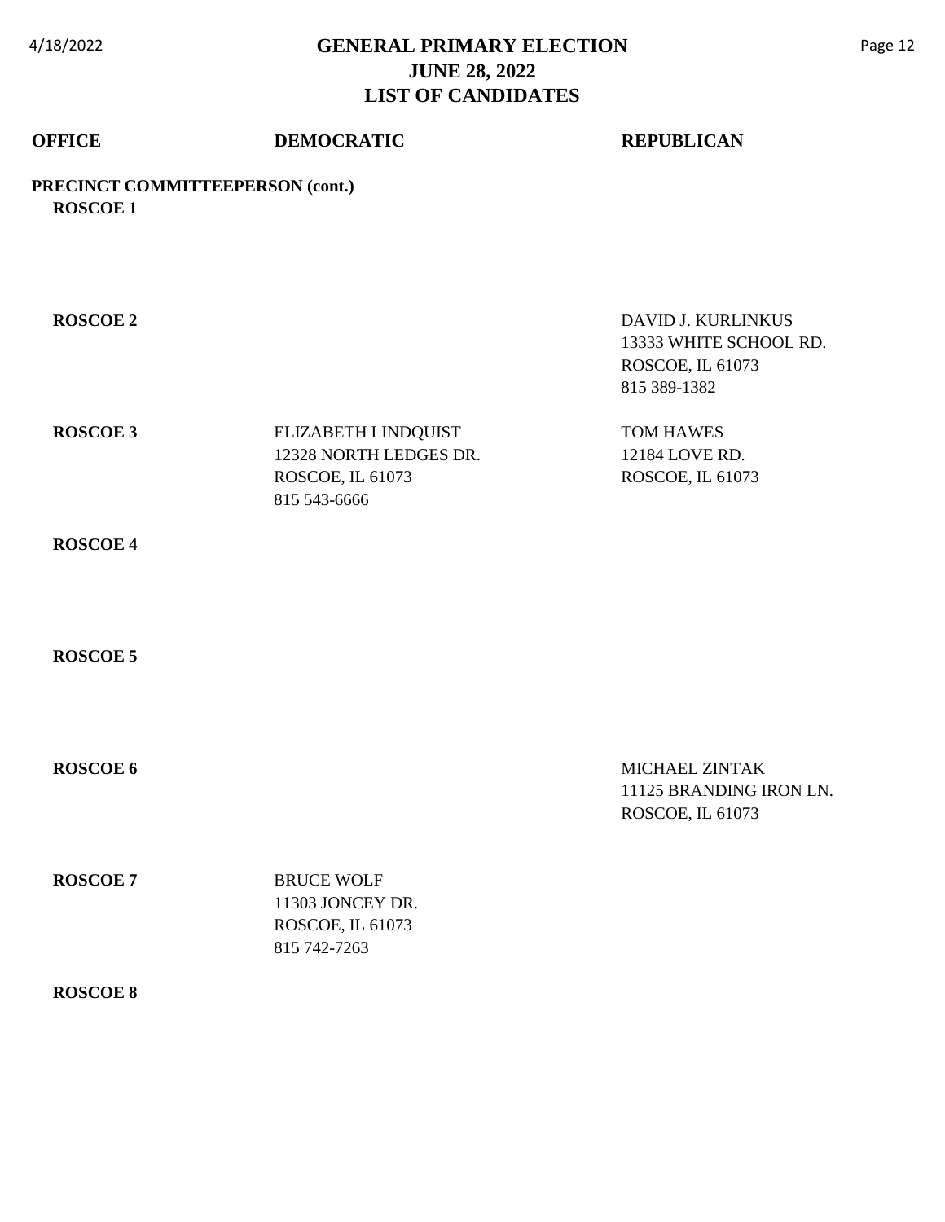# GENERAL PRIMARY ELECTION
## JUNE 28, 2022
## LIST OF CANDIDATES

| OFFICE | DEMOCRATIC | REPUBLICAN |
|---|---|---|
| **PRECINCT COMMITTEEPERSON (cont.)** | | |
| **ROSCOE 1** | | |
| **ROSCOE 2** | | DAVID J. KURLINKUS<br>13333 WHITE SCHOOL RD.<br>ROSCOE, IL 61073<br>815 389-1382 |
| **ROSCOE 3** | ELIZABETH LINDQUIST<br>12328 NORTH LEDGES DR.<br>ROSCOE, IL 61073<br>815 543-6666 | TOM HAWES<br>12184 LOVE RD.<br>ROSCOE, IL 61073 |
| **ROSCOE 4** | | |
| **ROSCOE 5** | | |
| **ROSCOE 6** | | MICHAEL ZINTAK<br>11125 BRANDING IRON LN.<br>ROSCOE, IL 61073 |
| **ROSCOE 7** | BRUCE WOLF<br>11303 JONCEY DR.<br>ROSCOE, IL 61073<br>815 742-7263 | |
| **ROSCOE 8** | | |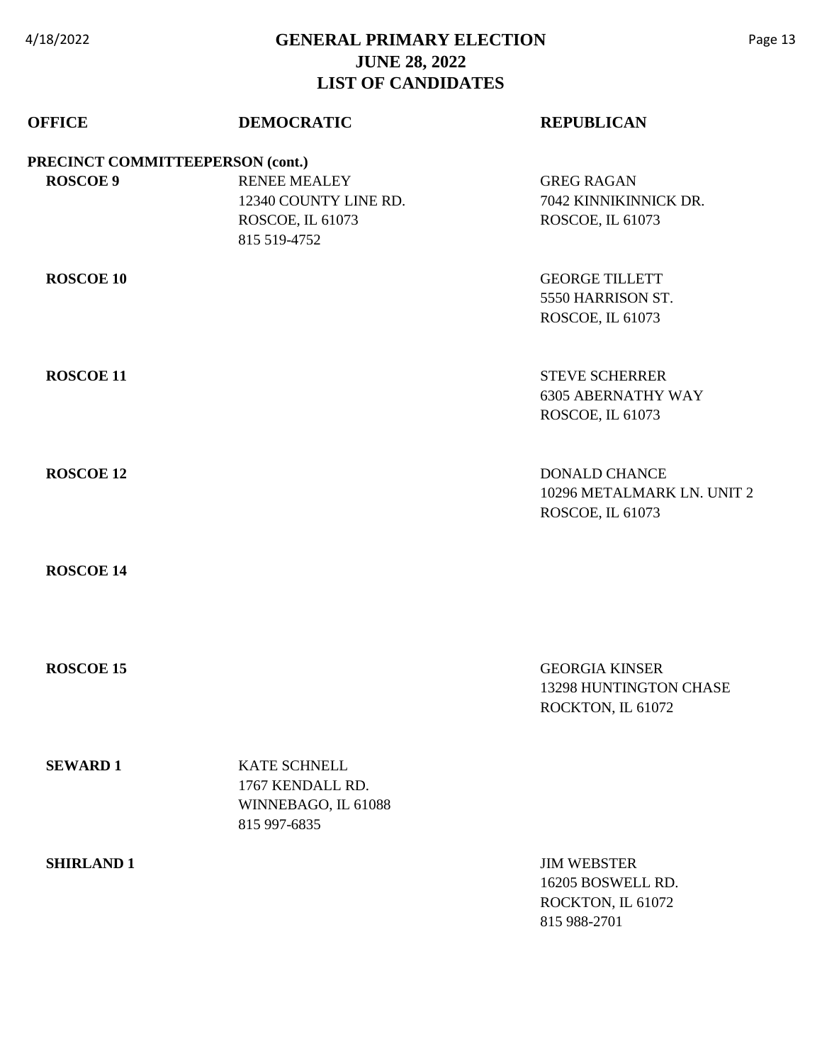# GENERAL PRIMARY ELECTION
# JUNE 28, 2022
# LIST OF CANDIDATES

| OFFICE | DEMOCRATIC | REPUBLICAN |
| --- | --- | --- |
| **PRECINCT COMMITTEEPERSON (cont.)** | | |
| **ROSCOE 9** | RENEE MEALEY<br>12340 COUNTY LINE RD.<br>ROSCOE, IL 61073<br>815 519-4752 | GREG RAGAN<br>7042 KINNIKINNICK DR.<br>ROSCOE, IL 61073 |
| **ROSCOE 10** | | GEORGE TILLETT<br>5550 HARRISON ST.<br>ROSCOE, IL 61073 |
| **ROSCOE 11** | | STEVE SCHERRER<br>6305 ABERNATHY WAY<br>ROSCOE, IL 61073 |
| **ROSCOE 12** | | DONALD CHANCE<br>10296 METALMARK LN. UNIT 2<br>ROSCOE, IL 61073 |
| **ROSCOE 14** | | |
| **ROSCOE 15** | | GEORGIA KINSER<br>13298 HUNTINGTON CHASE<br>ROCKTON, IL 61072 |
| **SEWARD 1** | KATE SCHNELL<br>1767 KENDALL RD.<br>WINNEBAGO, IL 61088<br>815 997-6835 | |
| **SHIRLAND 1** | | JIM WEBSTER<br>16205 BOSWELL RD.<br>ROCKTON, IL 61072<br>815 988-2701 |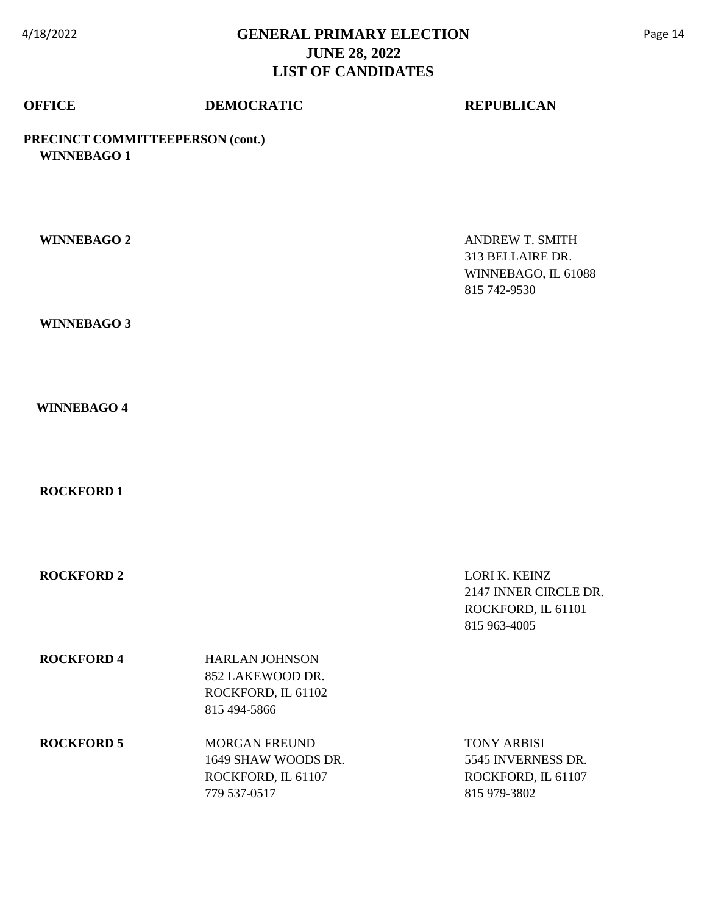# GENERAL PRIMARY ELECTION
## JUNE 28, 2022
## LIST OF CANDIDATES

| OFFICE | DEMOCRATIC | REPUBLICAN |
|---|---|---|
| **PRECINCT COMMITTEEPERSON (cont.)** | | |
| **WINNEBAGO 1** | | |
| **WINNEBAGO 2** | | ANDREW T. SMITH<br>313 BELLAIRE DR.<br>WINNEBAGO, IL 61088<br>815 742-9530 |
| **WINNEBAGO 3** | | |
| **WINNEBAGO 4** | | |
| **ROCKFORD 1** | | |
| **ROCKFORD 2** | | LORI K. KEINZ<br>2147 INNER CIRCLE DR.<br>ROCKFORD, IL 61101<br>815 963-4005 |
| **ROCKFORD 4** | HARLAN JOHNSON<br>852 LAKEWOOD DR.<br>ROCKFORD, IL 61102<br>815 494-5866 | |
| **ROCKFORD 5** | MORGAN FREUND<br>1649 SHAW WOODS DR.<br>ROCKFORD, IL 61107<br>779 537-0517 | TONY ARBISI<br>5545 INVERNESS DR.<br>ROCKFORD, IL 61107<br>815 979-3802 |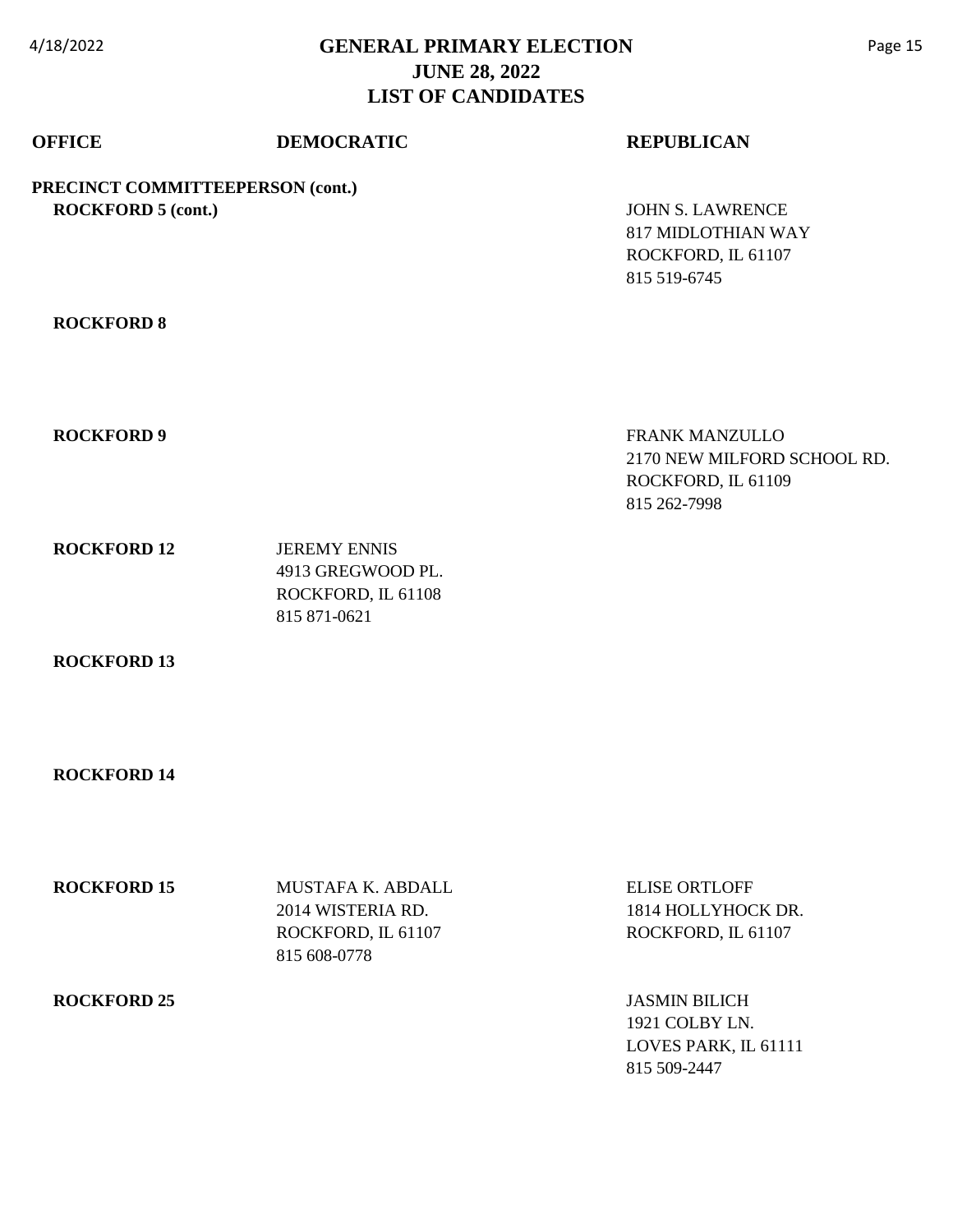# GENERAL PRIMARY ELECTION
## JUNE 28, 2022
## LIST OF CANDIDATES

| OFFICE | DEMOCRATIC | REPUBLICAN |
|---|---|---|
| **PRECINCT COMMITTEEPERSON (cont.)** | | |
| **ROCKFORD 5 (cont.)** | | JOHN S. LAWRENCE<br>817 MIDLOTHIAN WAY<br>ROCKFORD, IL 61107<br>815 519-6745 |
| **ROCKFORD 8** | | |
| **ROCKFORD 9** | | FRANK MANZULLO<br>2170 NEW MILFORD SCHOOL RD.<br>ROCKFORD, IL 61109<br>815 262-7998 |
| **ROCKFORD 12** | JEREMY ENNIS<br>4913 GREGWOOD PL.<br>ROCKFORD, IL 61108<br>815 871-0621 | |
| **ROCKFORD 13** | | |
| **ROCKFORD 14** | | |
| **ROCKFORD 15** | MUSTAFA K. ABDALL<br>2014 WISTERIA RD.<br>ROCKFORD, IL 61107<br>815 608-0778 | ELISE ORTLOFF<br>1814 HOLLYHOCK DR.<br>ROCKFORD, IL 61107 |
| **ROCKFORD 25** | | JASMIN BILICH<br>1921 COLBY LN.<br>LOVES PARK, IL 61111<br>815 509-2447 |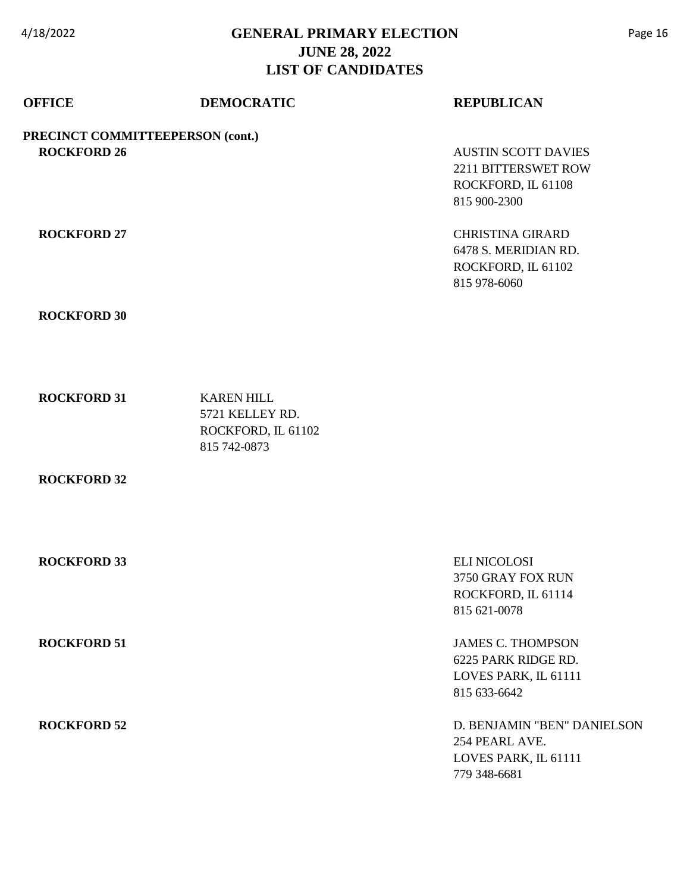# GENERAL PRIMARY ELECTION
# JUNE 28, 2022
# LIST OF CANDIDATES

| OFFICE | DEMOCRATIC | REPUBLICAN |
|---|---|---|
| **PRECINCT COMMITTEEPERSON (cont.)** | | |
| **ROCKFORD 26** | | AUSTIN SCOTT DAVIES<br>2211 BITTERSWET ROW<br>ROCKFORD, IL 61108<br>815 900-2300 |
| **ROCKFORD 27** | | CHRISTINA GIRARD<br>6478 S. MERIDIAN RD.<br>ROCKFORD, IL 61102<br>815 978-6060 |
| **ROCKFORD 30** | | |
| **ROCKFORD 31** | KAREN HILL<br>5721 KELLEY RD.<br>ROCKFORD, IL 61102<br>815 742-0873 | |
| **ROCKFORD 32** | | |
| **ROCKFORD 33** | | ELI NICOLOSI<br>3750 GRAY FOX RUN<br>ROCKFORD, IL 61114<br>815 621-0078 |
| **ROCKFORD 51** | | JAMES C. THOMPSON<br>6225 PARK RIDGE RD.<br>LOVES PARK, IL 61111<br>815 633-6642 |
| **ROCKFORD 52** | | D. BENJAMIN "BEN" DANIELSON<br>254 PEARL AVE.<br>LOVES PARK, IL 61111<br>779 348-6681 |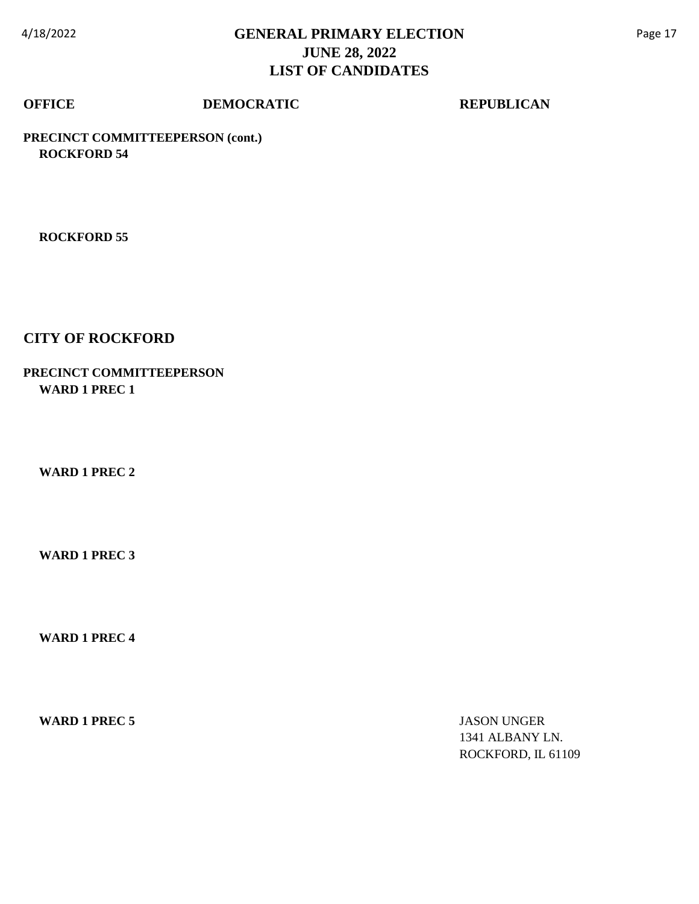# GENERAL PRIMARY ELECTION
## JUNE 28, 2022
## LIST OF CANDIDATES

| OFFICE | DEMOCRATIC | REPUBLICAN |
|---|---|---|
| **PRECINCT COMMITTEEPERSON (cont.)** | | |
| **ROCKFORD 54** | | |
| **ROCKFORD 55** | | |

## CITY OF ROCKFORD

| OFFICE | DEMOCRATIC | REPUBLICAN |
|---|---|---|
| **PRECINCT COMMITTEEPERSON** | | |
| **WARD 1 PREC 1** | | |
| **WARD 1 PREC 2** | | |
| **WARD 1 PREC 3** | | |
| **WARD 1 PREC 4** | | |
| **WARD 1 PREC 5** | | JASON UNGER<br>1341 ALBANY LN.<br>ROCKFORD, IL 61109 |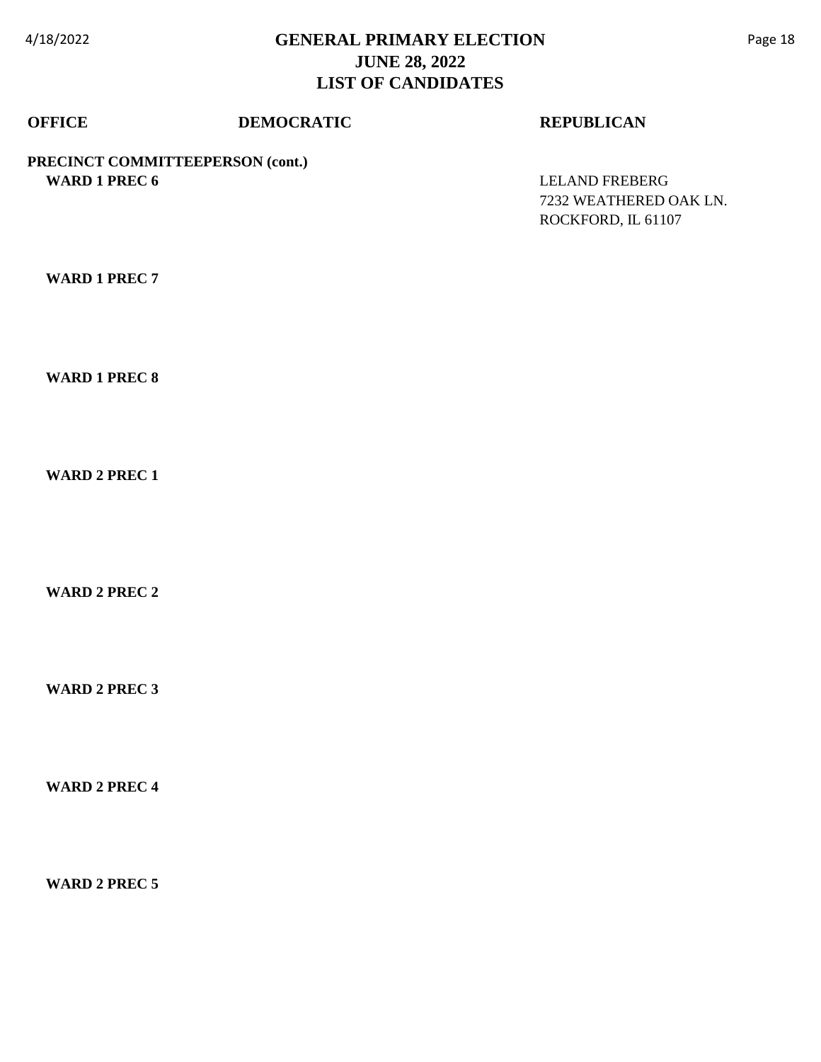# GENERAL PRIMARY ELECTION
## JUNE 28, 2022
## LIST OF CANDIDATES

| OFFICE | DEMOCRATIC | REPUBLICAN |
|---|---|---|
| **PRECINCT COMMITTEEPERSON (cont.)** | | |
| **WARD 1 PREC 6** | | LELAND FREBERG<br>7232 WEATHERED OAK LN.<br>ROCKFORD, IL 61107 |
| **WARD 1 PREC 7** | | |
| **WARD 1 PREC 8** | | |
| **WARD 2 PREC 1** | | |
| **WARD 2 PREC 2** | | |
| **WARD 2 PREC 3** | | |
| **WARD 2 PREC 4** | | |
| **WARD 2 PREC 5** | | |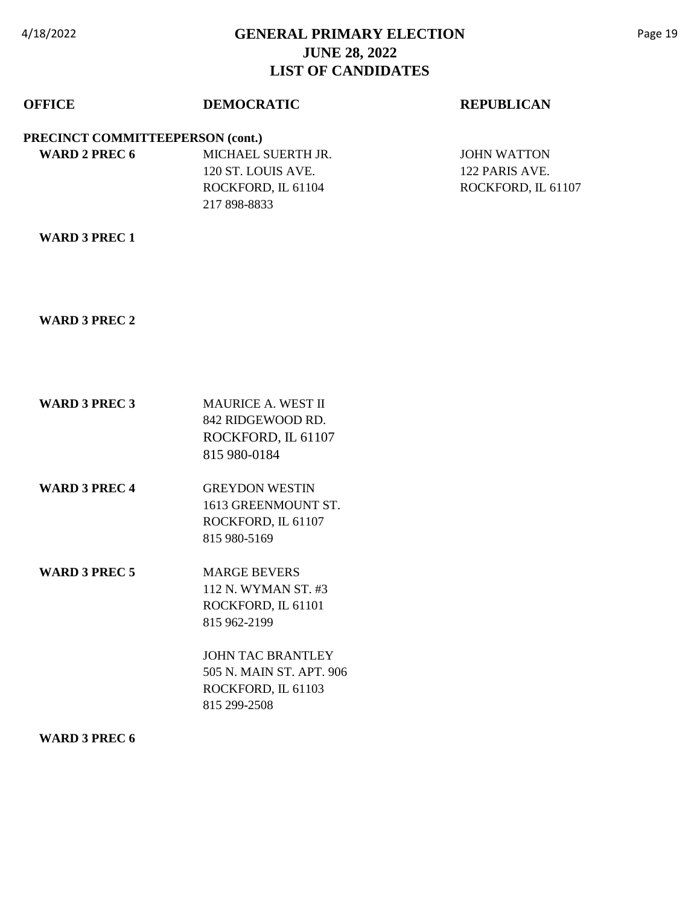# GENERAL PRIMARY ELECTION
## JUNE 28, 2022
## LIST OF CANDIDATES

| OFFICE | DEMOCRATIC | REPUBLICAN |
|---|---|---|
| **PRECINCT COMMITTEEPERSON (cont.)** | | |
| **WARD 2 PREC 6** | MICHAEL SUERTH JR.<br>120 ST. LOUIS AVE.<br>ROCKFORD, IL 61104<br>217 898-8833 | JOHN WATTON<br>122 PARIS AVE.<br>ROCKFORD, IL 61107 |
| **WARD 3 PREC 1** | | |
| **WARD 3 PREC 2** | | |
| **WARD 3 PREC 3** | MAURICE A. WEST II<br>842 RIDGEWOOD RD.<br>ROCKFORD, IL 61107<br>815 980-0184 | |
| **WARD 3 PREC 4** | GREYDON WESTIN<br>1613 GREENMOUNT ST.<br>ROCKFORD, IL 61107<br>815 980-5169 | |
| **WARD 3 PREC 5** | MARGE BEVERS<br>112 N. WYMAN ST. #3<br>ROCKFORD, IL 61101<br>815 962-2199 | |
| | JOHN TAC BRANTLEY<br>505 N. MAIN ST. APT. 906<br>ROCKFORD, IL 61103<br>815 299-2508 | |
| **WARD 3 PREC 6** | | |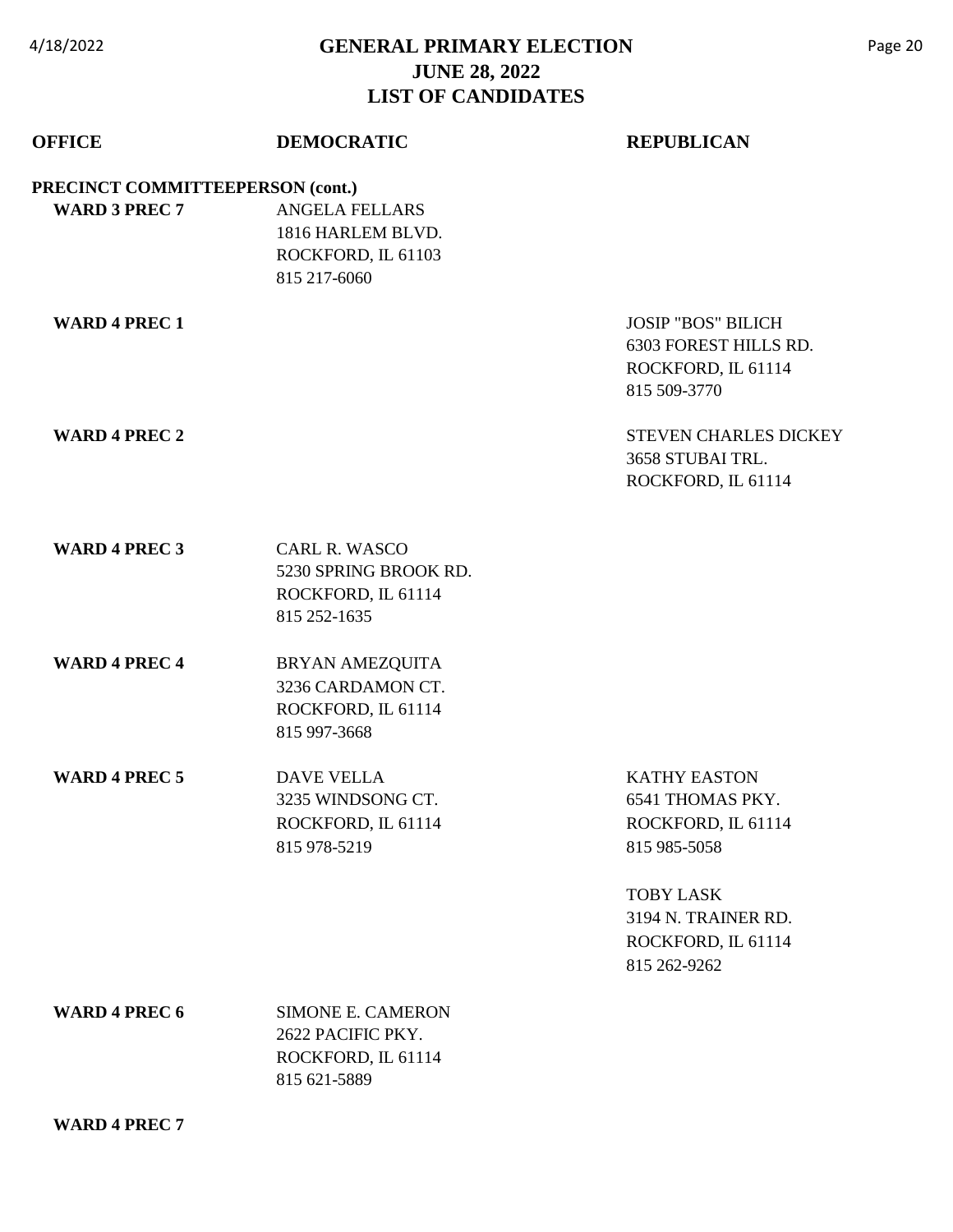# GENERAL PRIMARY ELECTION
## JUNE 28, 2022
## LIST OF CANDIDATES

| OFFICE | DEMOCRATIC | REPUBLICAN |
|---|---|---|
| **PRECINCT COMMITTEEPERSON (cont.)** | | |
| **WARD 3 PREC 7** | ANGELA FELLARS<br>1816 HARLEM BLVD.<br>ROCKFORD, IL 61103<br>815 217-6060 | |
| **WARD 4 PREC 1** | | JOSIP "BOS" BILICH<br>6303 FOREST HILLS RD.<br>ROCKFORD, IL 61114<br>815 509-3770 |
| **WARD 4 PREC 2** | | STEVEN CHARLES DICKEY<br>3658 STUBAI TRL.<br>ROCKFORD, IL 61114 |
| **WARD 4 PREC 3** | CARL R. WASCO<br>5230 SPRING BROOK RD.<br>ROCKFORD, IL 61114<br>815 252-1635 | |
| **WARD 4 PREC 4** | BRYAN AMEZQUITA<br>3236 CARDAMON CT.<br>ROCKFORD, IL 61114<br>815 997-3668 | |
| **WARD 4 PREC 5** | DAVE VELLA<br>3235 WINDSONG CT.<br>ROCKFORD, IL 61114<br>815 978-5219 | KATHY EASTON<br>6541 THOMAS PKY.<br>ROCKFORD, IL 61114<br>815 985-5058 |
| | | TOBY LASK<br>3194 N. TRAINER RD.<br>ROCKFORD, IL 61114<br>815 262-9262 |
| **WARD 4 PREC 6** | SIMONE E. CAMERON<br>2622 PACIFIC PKY.<br>ROCKFORD, IL 61114<br>815 621-5889 | |
| **WARD 4 PREC 7** | | |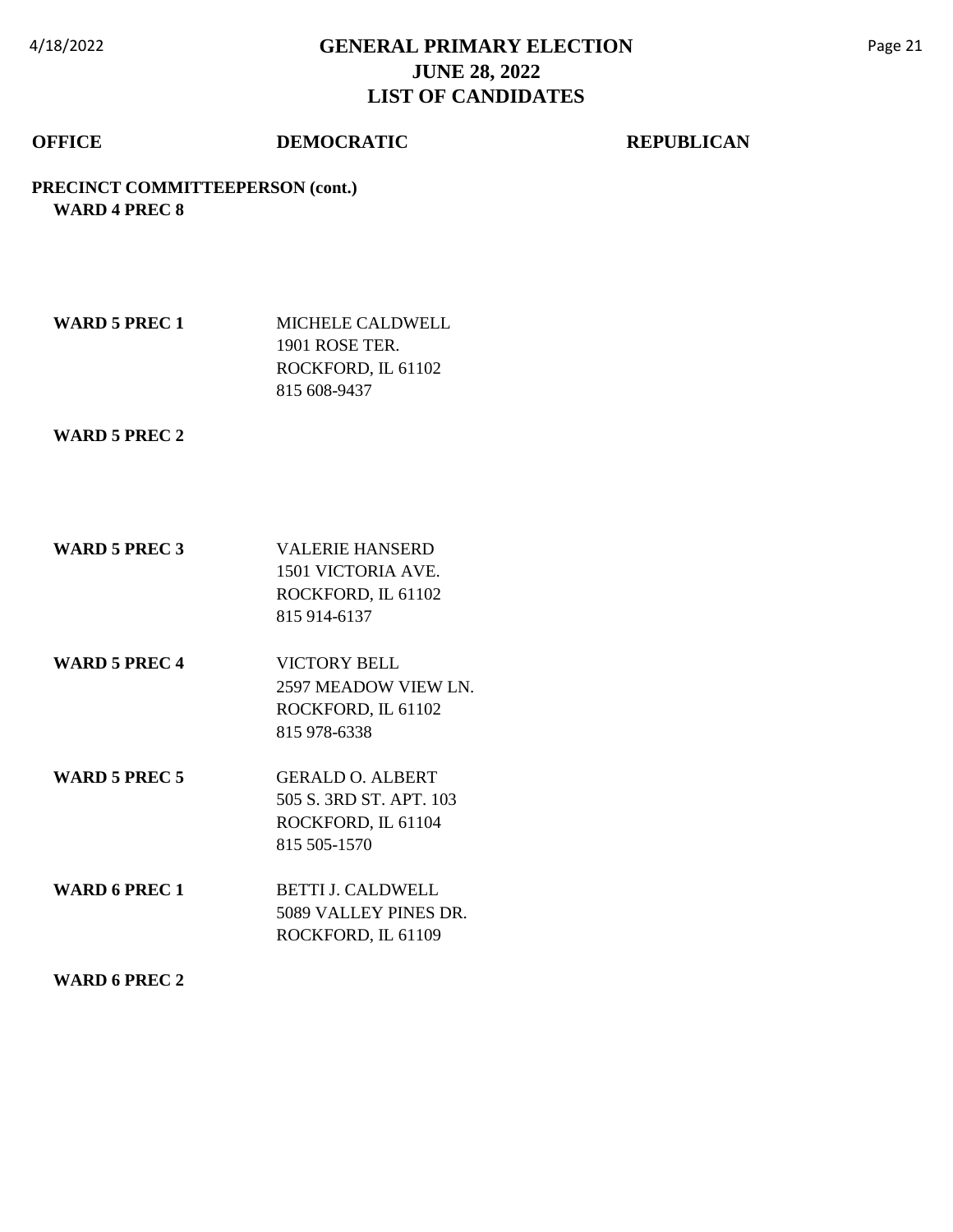# GENERAL PRIMARY ELECTION
## JUNE 28, 2022
## LIST OF CANDIDATES

| OFFICE | DEMOCRATIC | REPUBLICAN |
|---|---|---|
| **PRECINCT COMMITTEEPERSON (cont.)** | | |
| **WARD 4 PREC 8** | | |
| **WARD 5 PREC 1** | MICHELE CALDWELL<br>1901 ROSE TER.<br>ROCKFORD, IL 61102<br>815 608-9437 | |
| **WARD 5 PREC 2** | | |
| **WARD 5 PREC 3** | VALERIE HANSERD<br>1501 VICTORIA AVE.<br>ROCKFORD, IL 61102<br>815 914-6137 | |
| **WARD 5 PREC 4** | VICTORY BELL<br>2597 MEADOW VIEW LN.<br>ROCKFORD, IL 61102<br>815 978-6338 | |
| **WARD 5 PREC 5** | GERALD O. ALBERT<br>505 S. 3RD ST. APT. 103<br>ROCKFORD, IL 61104<br>815 505-1570 | |
| **WARD 6 PREC 1** | BETTI J. CALDWELL<br>5089 VALLEY PINES DR.<br>ROCKFORD, IL 61109 | |
| **WARD 6 PREC 2** | | |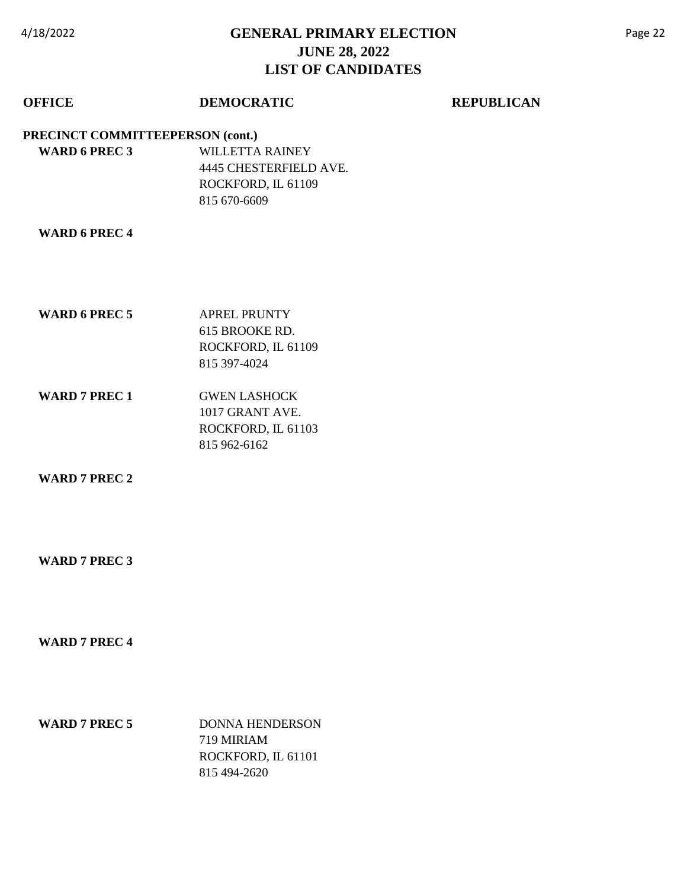# GENERAL PRIMARY ELECTION
## JUNE 28, 2022
## LIST OF CANDIDATES

| OFFICE | DEMOCRATIC | REPUBLICAN |
|---|---|---|
| **PRECINCT COMMITTEEPERSON (cont.)** | | |
| **WARD 6 PREC 3** | WILLETTA RAINEY<br>4445 CHESTERFIELD AVE.<br>ROCKFORD, IL 61109<br>815 670-6609 | |
| **WARD 6 PREC 4** | | |
| **WARD 6 PREC 5** | APREL PRUNTY<br>615 BROOKE RD.<br>ROCKFORD, IL 61109<br>815 397-4024 | |
| **WARD 7 PREC 1** | GWEN LASHOCK<br>1017 GRANT AVE.<br>ROCKFORD, IL 61103<br>815 962-6162 | |
| **WARD 7 PREC 2** | | |
| **WARD 7 PREC 3** | | |
| **WARD 7 PREC 4** | | |
| **WARD 7 PREC 5** | DONNA HENDERSON<br>719 MIRIAM<br>ROCKFORD, IL 61101<br>815 494-2620 | |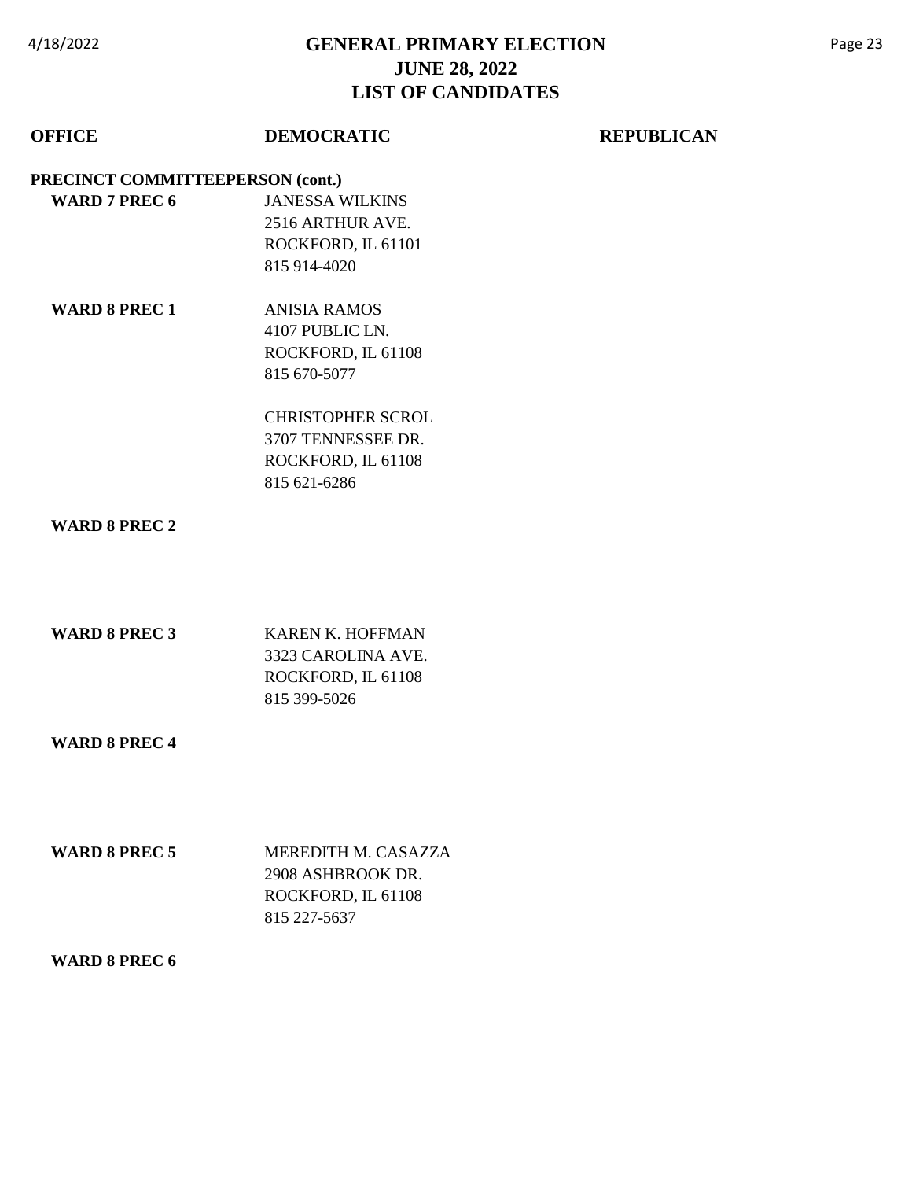# GENERAL PRIMARY ELECTION
## JUNE 28, 2022
## LIST OF CANDIDATES

| OFFICE | DEMOCRATIC | REPUBLICAN |
|---|---|---|
| **PRECINCT COMMITTEEPERSON (cont.)** | | |
| **WARD 7 PREC 6** | JANESSA WILKINS<br>2516 ARTHUR AVE.<br>ROCKFORD, IL 61101<br>815 914-4020 | |
| **WARD 8 PREC 1** | ANISIA RAMOS<br>4107 PUBLIC LN.<br>ROCKFORD, IL 61108<br>815 670-5077 | |
| | CHRISTOPHER SCROL<br>3707 TENNESSEE DR.<br>ROCKFORD, IL 61108<br>815 621-6286 | |
| **WARD 8 PREC 2** | | |
| **WARD 8 PREC 3** | KAREN K. HOFFMAN<br>3323 CAROLINA AVE.<br>ROCKFORD, IL 61108<br>815 399-5026 | |
| **WARD 8 PREC 4** | | |
| **WARD 8 PREC 5** | MEREDITH M. CASAZZA<br>2908 ASHBROOK DR.<br>ROCKFORD, IL 61108<br>815 227-5637 | |
| **WARD 8 PREC 6** | | |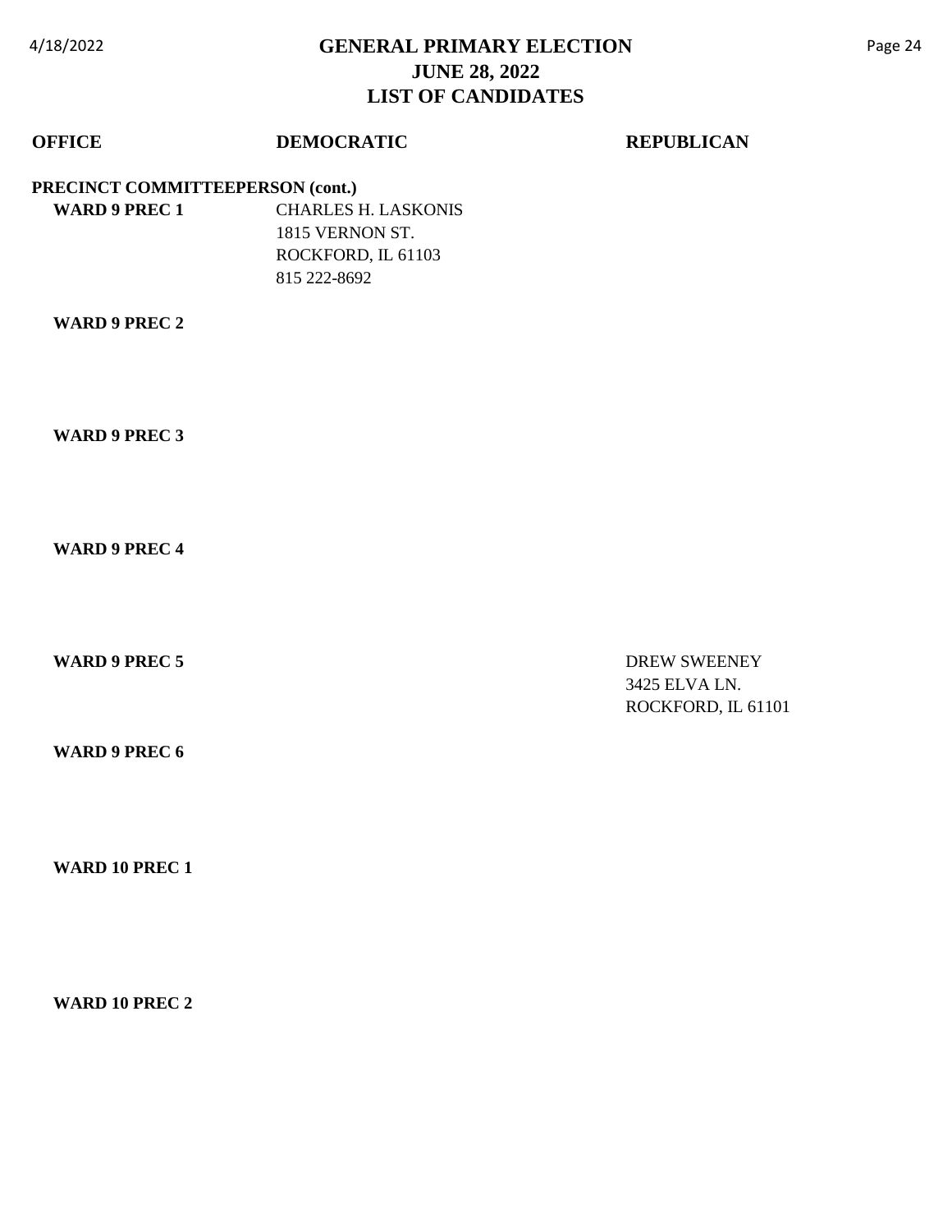# GENERAL PRIMARY ELECTION
## JUNE 28, 2022
## LIST OF CANDIDATES

| OFFICE | DEMOCRATIC | REPUBLICAN |
|---|---|---|
| **PRECINCT COMMITTEEPERSON (cont.)** | | |
| **WARD 9 PREC 1** | CHARLES H. LASKONIS<br>1815 VERNON ST.<br>ROCKFORD, IL 61103<br>815 222-8692 | |
| **WARD 9 PREC 2** | | |
| **WARD 9 PREC 3** | | |
| **WARD 9 PREC 4** | | |
| **WARD 9 PREC 5** | | DREW SWEENEY<br>3425 ELVA LN.<br>ROCKFORD, IL 61101 |
| **WARD 9 PREC 6** | | |
| **WARD 10 PREC 1** | | |
| **WARD 10 PREC 2** | | |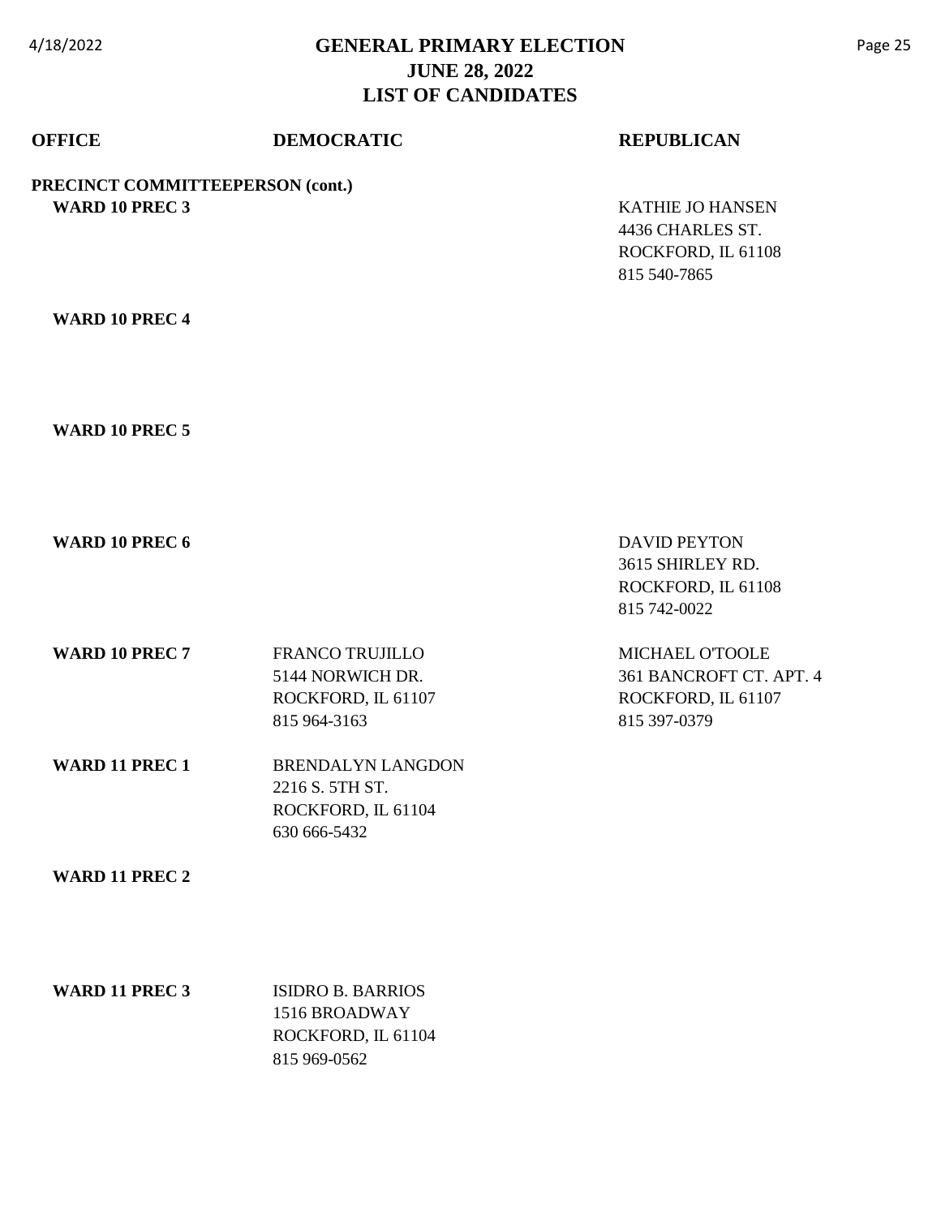# GENERAL PRIMARY ELECTION
## JUNE 28, 2022
## LIST OF CANDIDATES

| OFFICE | DEMOCRATIC | REPUBLICAN |
| --- | --- | --- |
| **PRECINCT COMMITTEEPERSON (cont.)** | | |
| **WARD 10 PREC 3** | | KATHIE JO HANSEN<br>4436 CHARLES ST.<br>ROCKFORD, IL 61108<br>815 540-7865 |
| **WARD 10 PREC 4** | | |
| **WARD 10 PREC 5** | | |
| **WARD 10 PREC 6** | | DAVID PEYTON<br>3615 SHIRLEY RD.<br>ROCKFORD, IL 61108<br>815 742-0022 |
| **WARD 10 PREC 7** | FRANCO TRUJILLO<br>5144 NORWICH DR.<br>ROCKFORD, IL 61107<br>815 964-3163 | MICHAEL O'TOOLE<br>361 BANCROFT CT. APT. 4<br>ROCKFORD, IL 61107<br>815 397-0379 |
| **WARD 11 PREC 1** | BRENDALYN LANGDON<br>2216 S. 5TH ST.<br>ROCKFORD, IL 61104<br>630 666-5432 | |
| **WARD 11 PREC 2** | | |
| **WARD 11 PREC 3** | ISIDRO B. BARRIOS<br>1516 BROADWAY<br>ROCKFORD, IL 61104<br>815 969-0562 | |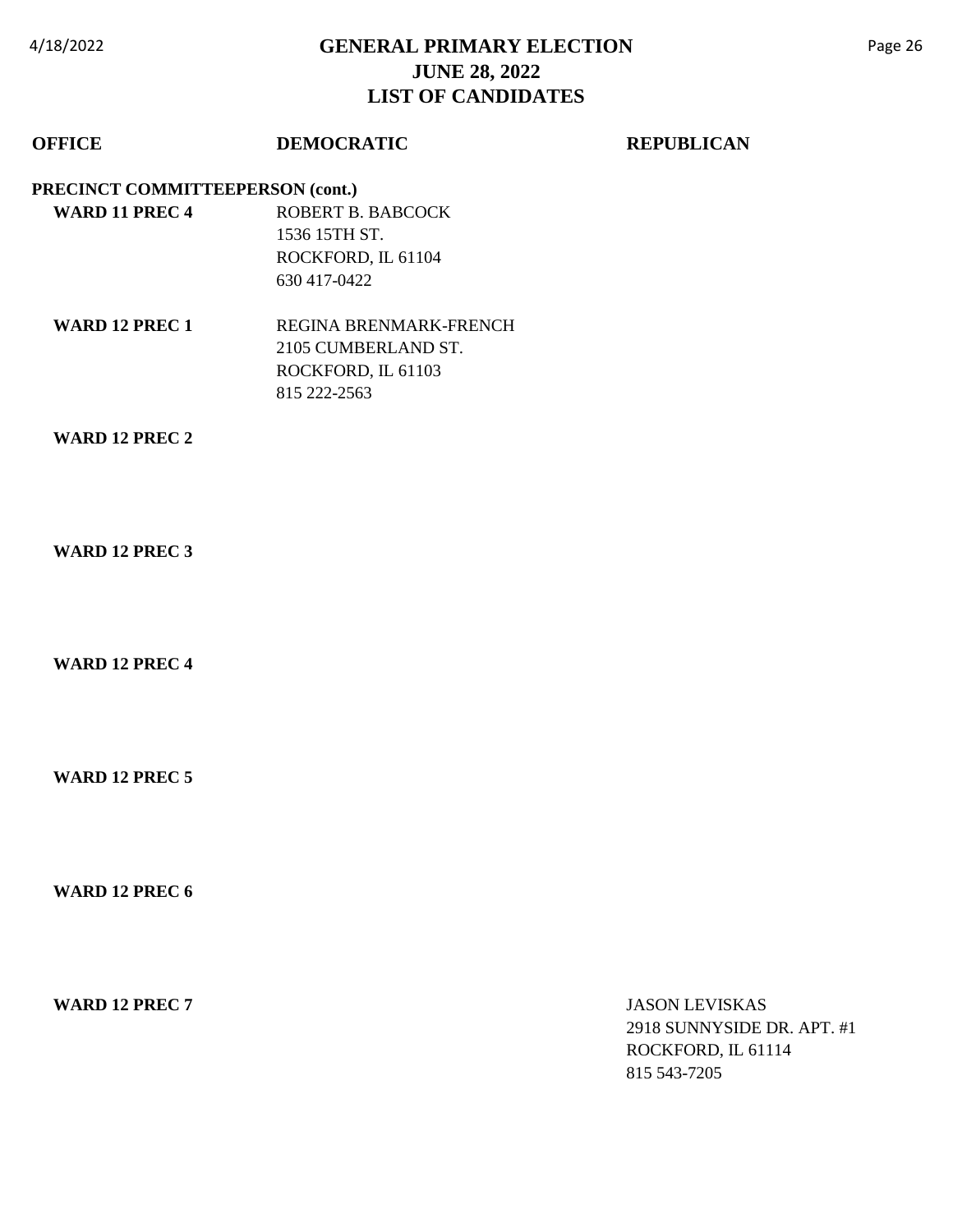# GENERAL PRIMARY ELECTION
## JUNE 28, 2022
## LIST OF CANDIDATES

| OFFICE | DEMOCRATIC | REPUBLICAN |
| --- | --- | --- |
| **PRECINCT COMMITTEEPERSON (cont.)** | | |
| **WARD 11 PREC 4** | ROBERT B. BABCOCK<br>1536 15TH ST.<br>ROCKFORD, IL 61104<br>630 417-0422 | |
| **WARD 12 PREC 1** | REGINA BRENMARK-FRENCH<br>2105 CUMBERLAND ST.<br>ROCKFORD, IL 61103<br>815 222-2563 | |
| **WARD 12 PREC 2** | | |
| **WARD 12 PREC 3** | | |
| **WARD 12 PREC 4** | | |
| **WARD 12 PREC 5** | | |
| **WARD 12 PREC 6** | | |
| **WARD 12 PREC 7** | | JASON LEVISKAS<br>2918 SUNNYSIDE DR. APT. #1<br>ROCKFORD, IL 61114<br>815 543-7205 |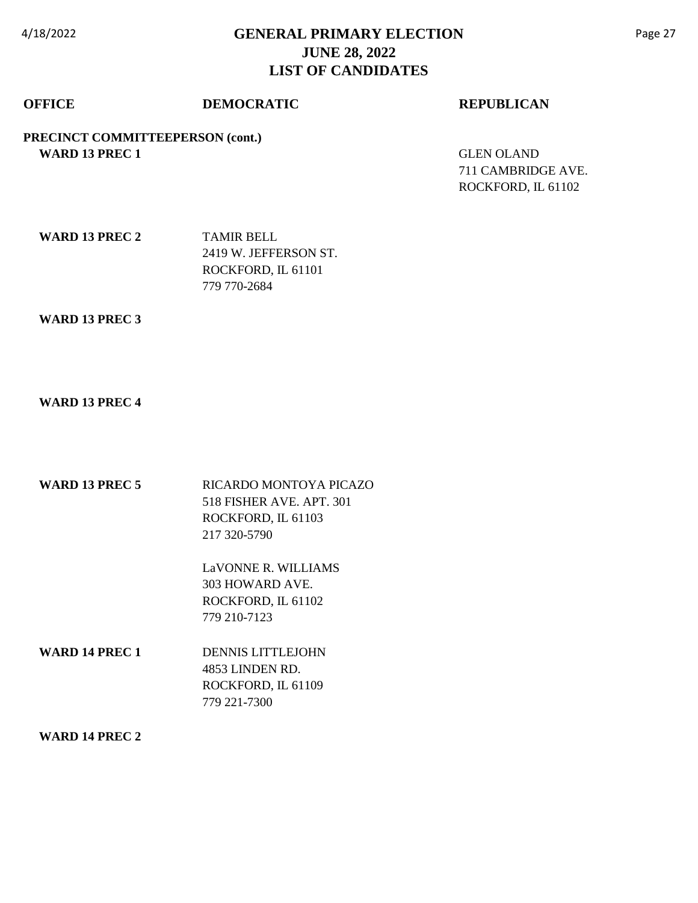# GENERAL PRIMARY ELECTION
## JUNE 28, 2022
## LIST OF CANDIDATES

| OFFICE | DEMOCRATIC | REPUBLICAN |
| --- | --- | --- |
| **PRECINCT COMMITTEEPERSON (cont.)** | | |
| **WARD 13 PREC 1** | | GLEN OLAND<br>711 CAMBRIDGE AVE.<br>ROCKFORD, IL 61102 |
| **WARD 13 PREC 2** | TAMIR BELL<br>2419 W. JEFFERSON ST.<br>ROCKFORD, IL 61101<br>779 770-2684 | |
| **WARD 13 PREC 3** | | |
| **WARD 13 PREC 4** | | |
| **WARD 13 PREC 5** | RICARDO MONTOYA PICAZO<br>518 FISHER AVE. APT. 301<br>ROCKFORD, IL 61103<br>217 320-5790<br><br>LaVONNE R. WILLIAMS<br>303 HOWARD AVE.<br>ROCKFORD, IL 61102<br>779 210-7123 | |
| **WARD 14 PREC 1** | DENNIS LITTLEJOHN<br>4853 LINDEN RD.<br>ROCKFORD, IL 61109<br>779 221-7300 | |
| **WARD 14 PREC 2** | | |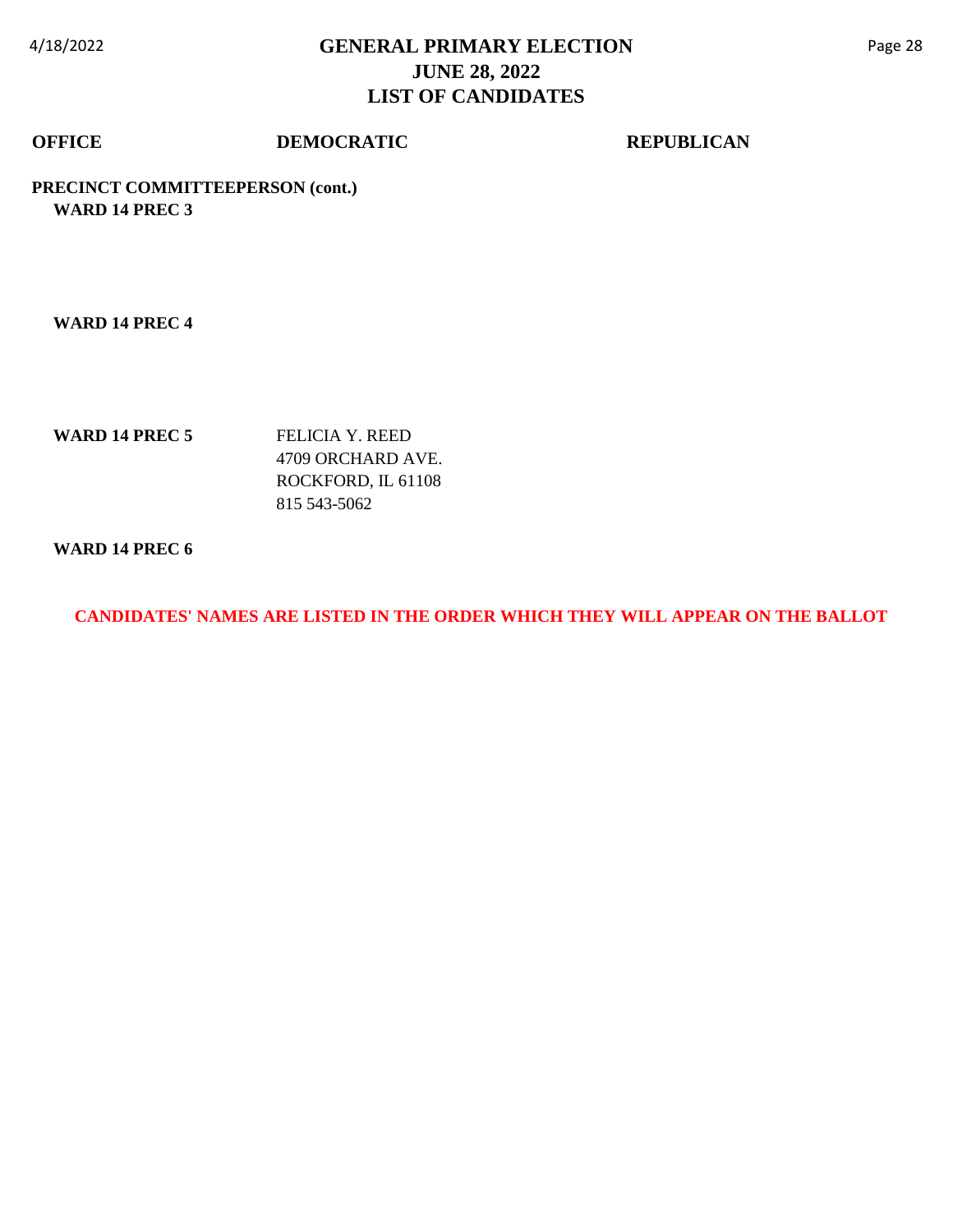# GENERAL PRIMARY ELECTION
## JUNE 28, 2022
## LIST OF CANDIDATES

| OFFICE | DEMOCRATIC | REPUBLICAN |
| --- | --- | --- |
| **PRECINCT COMMITTEEPERSON (cont.)** | | |
| **WARD 14 PREC 3** | | |
| **WARD 14 PREC 4** | | |
| **WARD 14 PREC 5** | FELICIA Y. REED<br>4709 ORCHARD AVE.<br>ROCKFORD, IL 61108<br>815 543-5062 | |
| **WARD 14 PREC 6** | | |

**CANDIDATES' NAMES ARE LISTED IN THE ORDER WHICH THEY WILL APPEAR ON THE BALLOT**